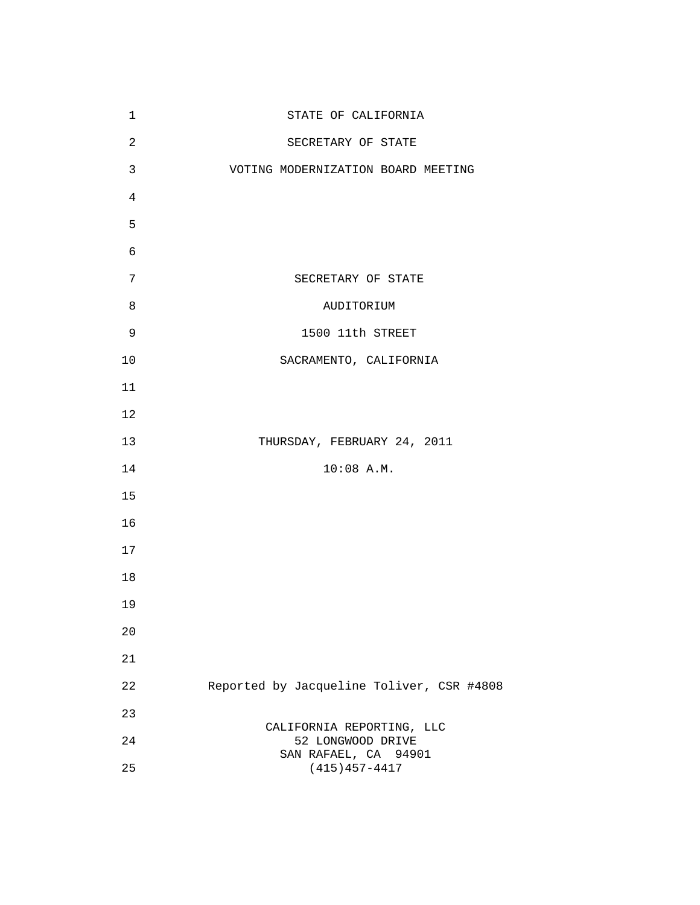STATE OF CALIFORNIA

SECRETARY OF STATE

VOTING MODERNIZATION BOARD MEETING

SECRETARY OF STATE

AUDITORIUM

1500 11th STREET

SACRAMENTO, CALIFORNIA

THURSDAY, FEBRUARY 24, 2011

10:08 A.M.

Reported by Jacqueline Toliver, CSR #4808

CALIFORNIA REPORTING, LLC
52 LONGWOOD DRIVE
SAN RAFAEL, CA 94901
(415)457-4417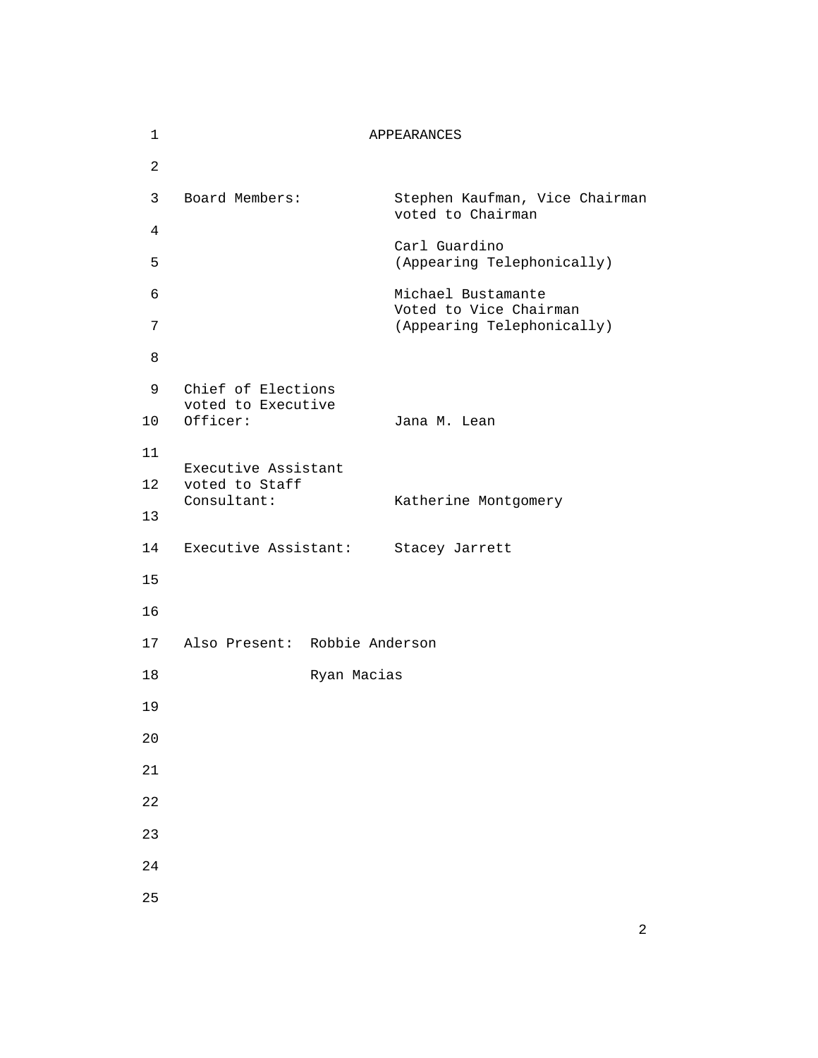# APPEARANCES

Board Members:

- Stephen Kaufman, Vice Chairman voted to Chairman
- Carl Guardino (Appearing Telephonically)
- Michael Bustamante Voted to Vice Chairman (Appearing Telephonically)

Chief of Elections voted to Executive Officer: Jana M. Lean

Executive Assistant voted to Staff Consultant: Katherine Montgomery

Executive Assistant: Stacey Jarrett

Also Present: Robbie Anderson

Ryan Macias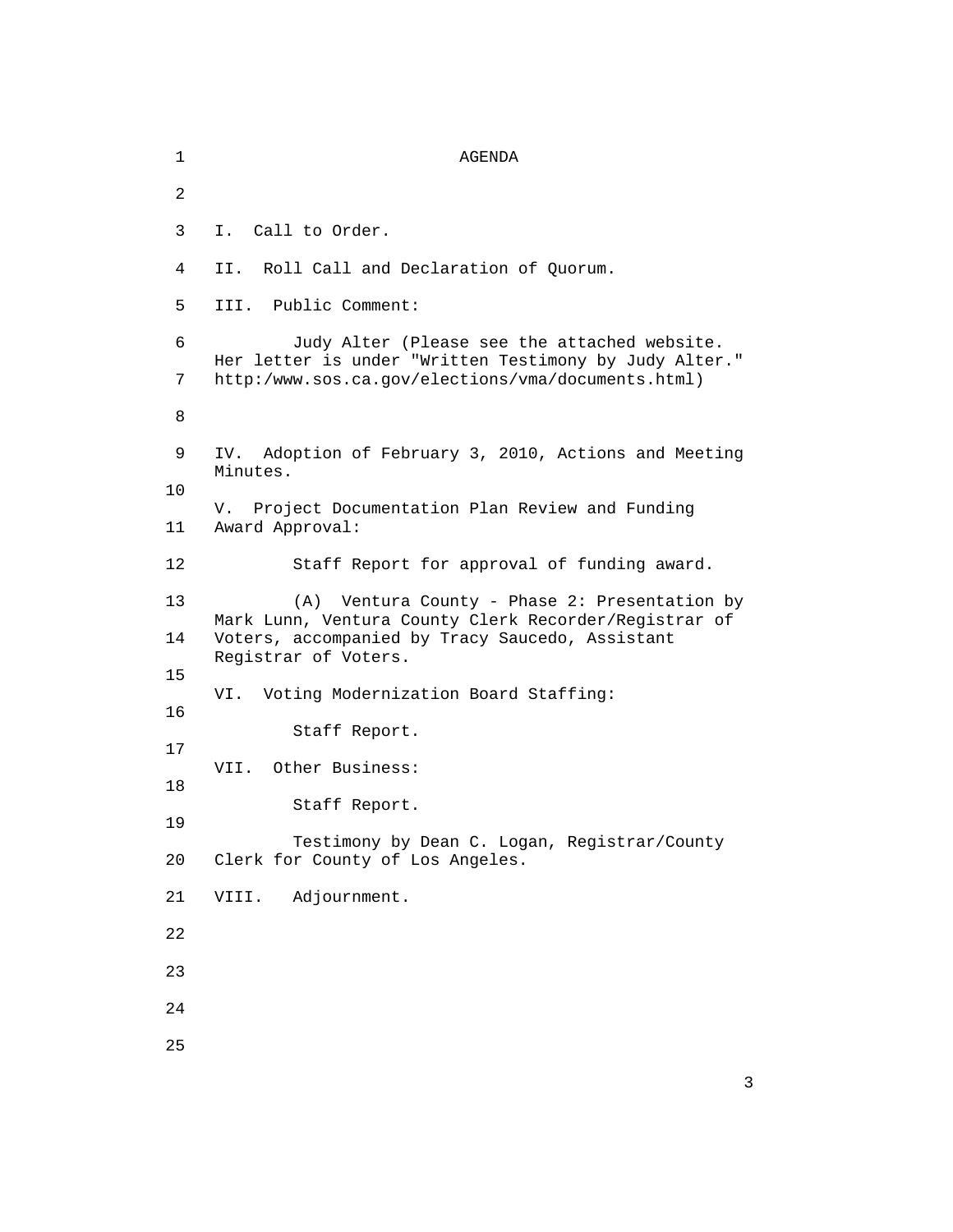# AGENDA

I. Call to Order.

II. Roll Call and Declaration of Quorum.

III. Public Comment:

Judy Alter (Please see the attached website. Her letter is under "Written Testimony by Judy Alter." http:/www.sos.ca.gov/elections/vma/documents.html)

IV. Adoption of February 3, 2010, Actions and Meeting Minutes.

V. Project Documentation Plan Review and Funding Award Approval:

Staff Report for approval of funding award.

(A) Ventura County - Phase 2: Presentation by Mark Lunn, Ventura County Clerk Recorder/Registrar of Voters, accompanied by Tracy Saucedo, Assistant Registrar of Voters.

VI. Voting Modernization Board Staffing:

Staff Report.

VII. Other Business:

Staff Report.

Testimony by Dean C. Logan, Registrar/County Clerk for County of Los Angeles.

VIII. Adjournment.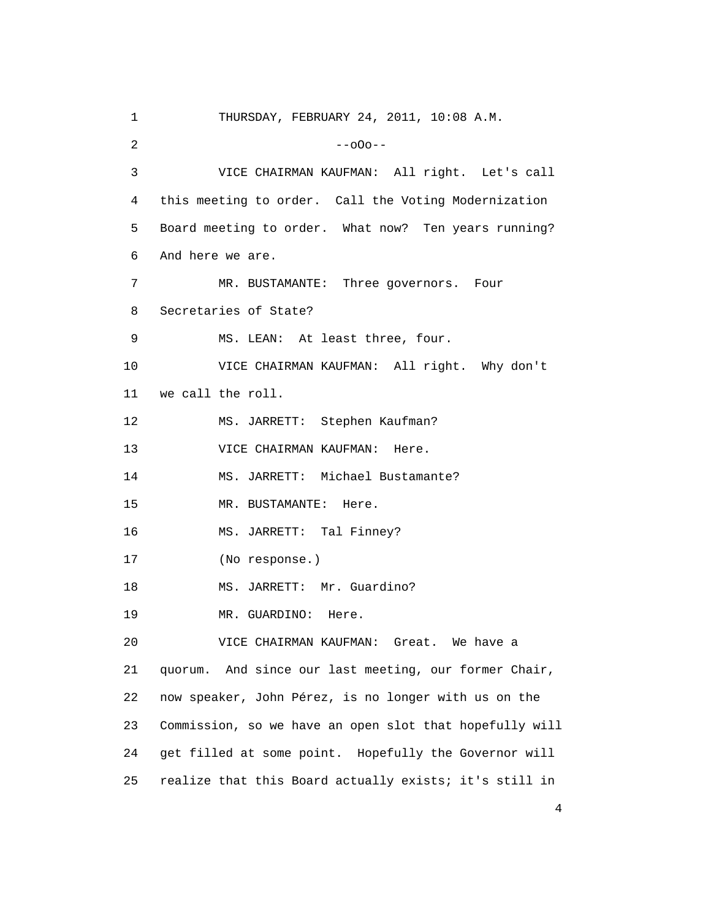THURSDAY, FEBRUARY 24, 2011, 10:08 A.M.

--oOo--

VICE CHAIRMAN KAUFMAN: All right. Let's call this meeting to order. Call the Voting Modernization Board meeting to order. What now? Ten years running? And here we are.

MR. BUSTAMANTE: Three governors. Four Secretaries of State?

MS. LEAN: At least three, four.

VICE CHAIRMAN KAUFMAN: All right. Why don't we call the roll.

MS. JARRETT: Stephen Kaufman?

VICE CHAIRMAN KAUFMAN: Here.

MS. JARRETT: Michael Bustamante?

MR. BUSTAMANTE: Here.

MS. JARRETT: Tal Finney?

(No response.)

MS. JARRETT: Mr. Guardino?

MR. GUARDINO: Here.

VICE CHAIRMAN KAUFMAN: Great. We have a quorum. And since our last meeting, our former Chair, now speaker, John Pérez, is no longer with us on the Commission, so we have an open slot that hopefully will get filled at some point. Hopefully the Governor will realize that this Board actually exists; it's still in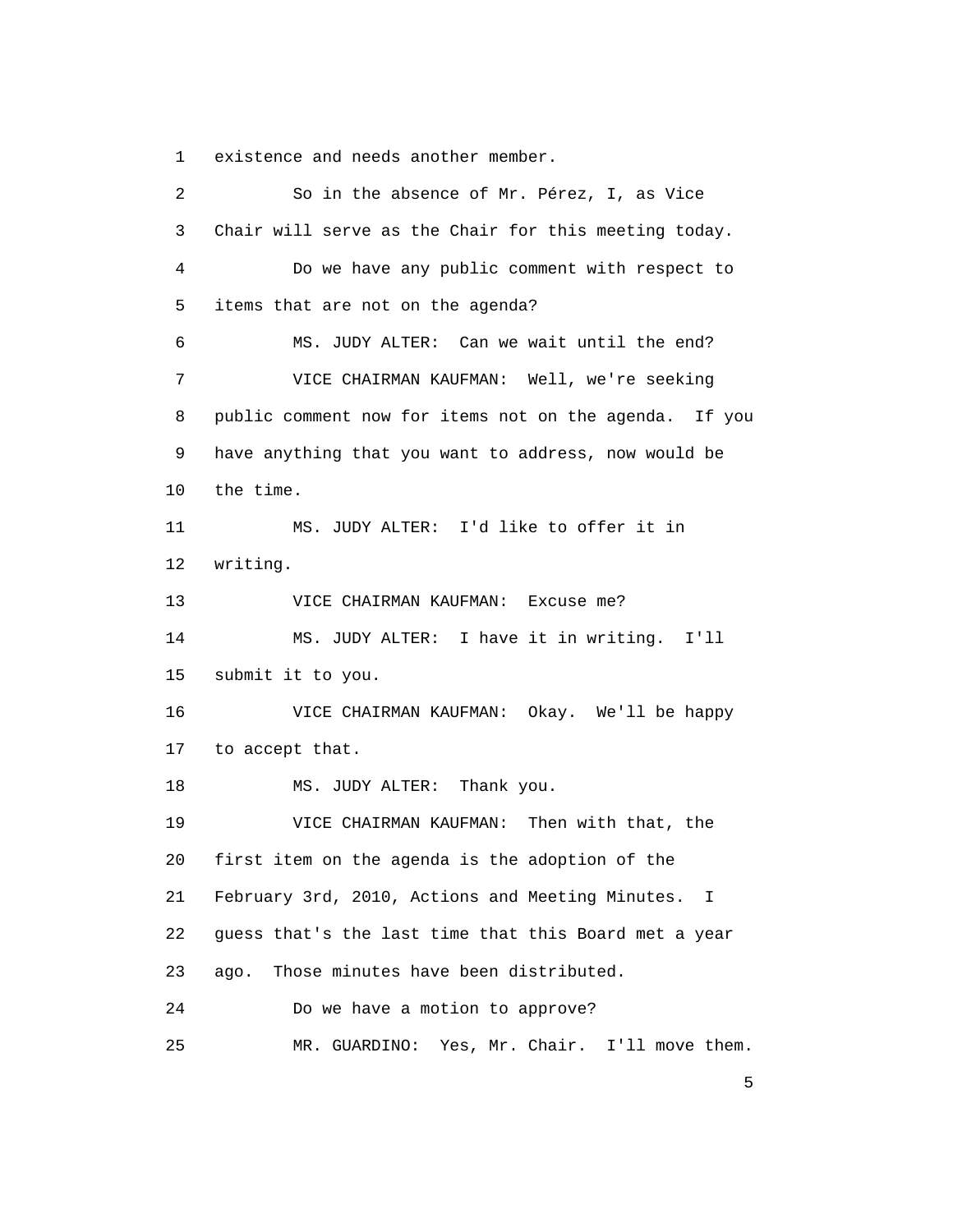existence and needs another member.

So in the absence of Mr. Pérez, I, as Vice Chair will serve as the Chair for this meeting today.

Do we have any public comment with respect to items that are not on the agenda?

MS. JUDY ALTER: Can we wait until the end?

VICE CHAIRMAN KAUFMAN: Well, we're seeking public comment now for items not on the agenda. If you have anything that you want to address, now would be the time.

MS. JUDY ALTER: I'd like to offer it in writing.

VICE CHAIRMAN KAUFMAN: Excuse me?

MS. JUDY ALTER: I have it in writing. I'll submit it to you.

VICE CHAIRMAN KAUFMAN: Okay. We'll be happy to accept that.

MS. JUDY ALTER: Thank you.

VICE CHAIRMAN KAUFMAN: Then with that, the first item on the agenda is the adoption of the February 3rd, 2010, Actions and Meeting Minutes. I guess that's the last time that this Board met a year ago. Those minutes have been distributed.

Do we have a motion to approve?

MR. GUARDINO: Yes, Mr. Chair. I'll move them.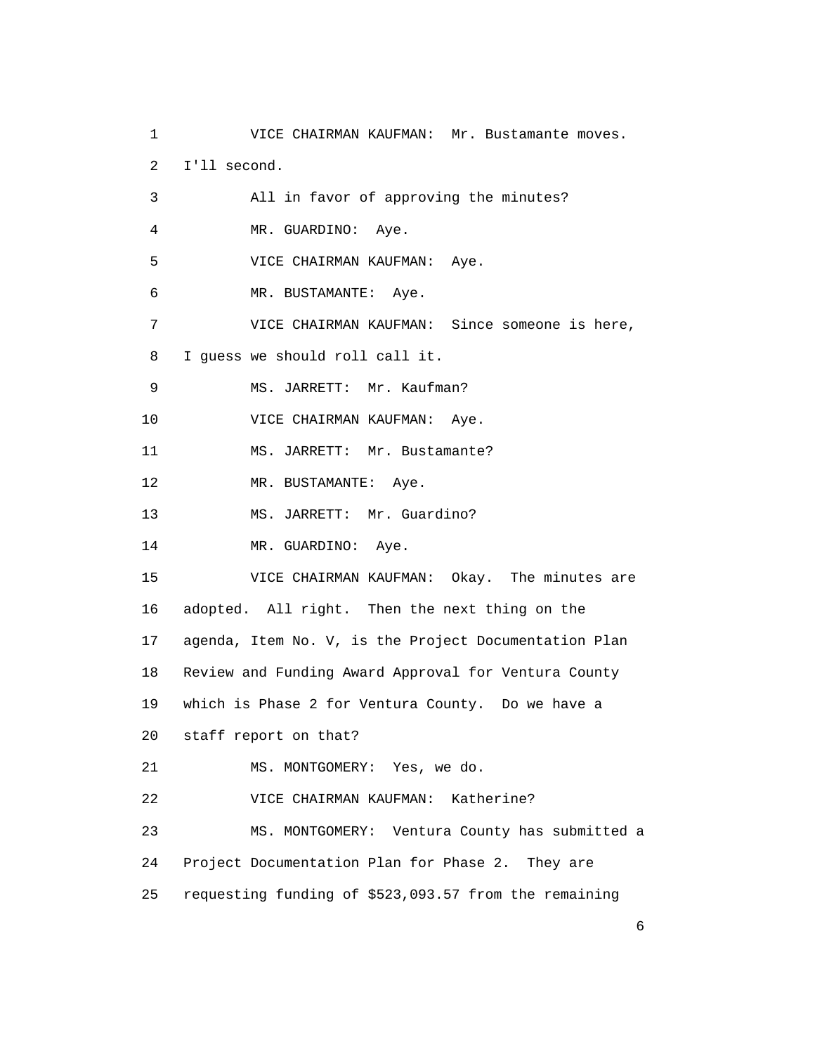VICE CHAIRMAN KAUFMAN: Mr. Bustamante moves. I'll second.

All in favor of approving the minutes?

MR. GUARDINO: Aye.

VICE CHAIRMAN KAUFMAN: Aye.

MR. BUSTAMANTE: Aye.

VICE CHAIRMAN KAUFMAN: Since someone is here, I guess we should roll call it.

MS. JARRETT: Mr. Kaufman?

VICE CHAIRMAN KAUFMAN: Aye.

MS. JARRETT: Mr. Bustamante?

MR. BUSTAMANTE: Aye.

MS. JARRETT: Mr. Guardino?

MR. GUARDINO: Aye.

VICE CHAIRMAN KAUFMAN: Okay. The minutes are adopted. All right. Then the next thing on the agenda, Item No. V, is the Project Documentation Plan Review and Funding Award Approval for Ventura County which is Phase 2 for Ventura County. Do we have a staff report on that?

MS. MONTGOMERY: Yes, we do.

VICE CHAIRMAN KAUFMAN: Katherine?

MS. MONTGOMERY: Ventura County has submitted a Project Documentation Plan for Phase 2. They are requesting funding of $523,093.57 from the remaining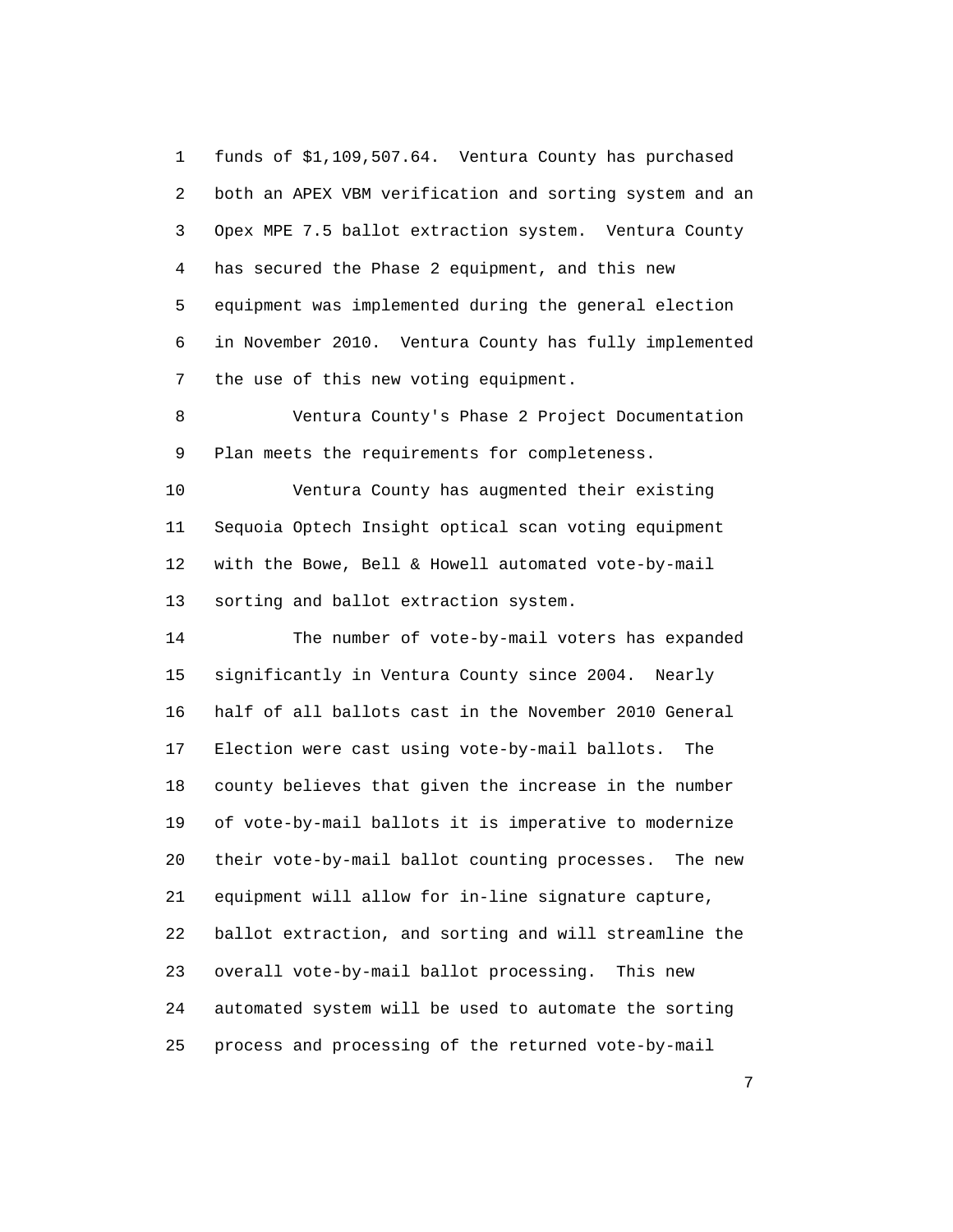funds of $1,109,507.64. Ventura County has purchased both an APEX VBM verification and sorting system and an Opex MPE 7.5 ballot extraction system. Ventura County has secured the Phase 2 equipment, and this new equipment was implemented during the general election in November 2010. Ventura County has fully implemented the use of this new voting equipment.

Ventura County's Phase 2 Project Documentation Plan meets the requirements for completeness.

Ventura County has augmented their existing Sequoia Optech Insight optical scan voting equipment with the Bowe, Bell & Howell automated vote-by-mail sorting and ballot extraction system.

The number of vote-by-mail voters has expanded significantly in Ventura County since 2004. Nearly half of all ballots cast in the November 2010 General Election were cast using vote-by-mail ballots. The county believes that given the increase in the number of vote-by-mail ballots it is imperative to modernize their vote-by-mail ballot counting processes. The new equipment will allow for in-line signature capture, ballot extraction, and sorting and will streamline the overall vote-by-mail ballot processing. This new automated system will be used to automate the sorting process and processing of the returned vote-by-mail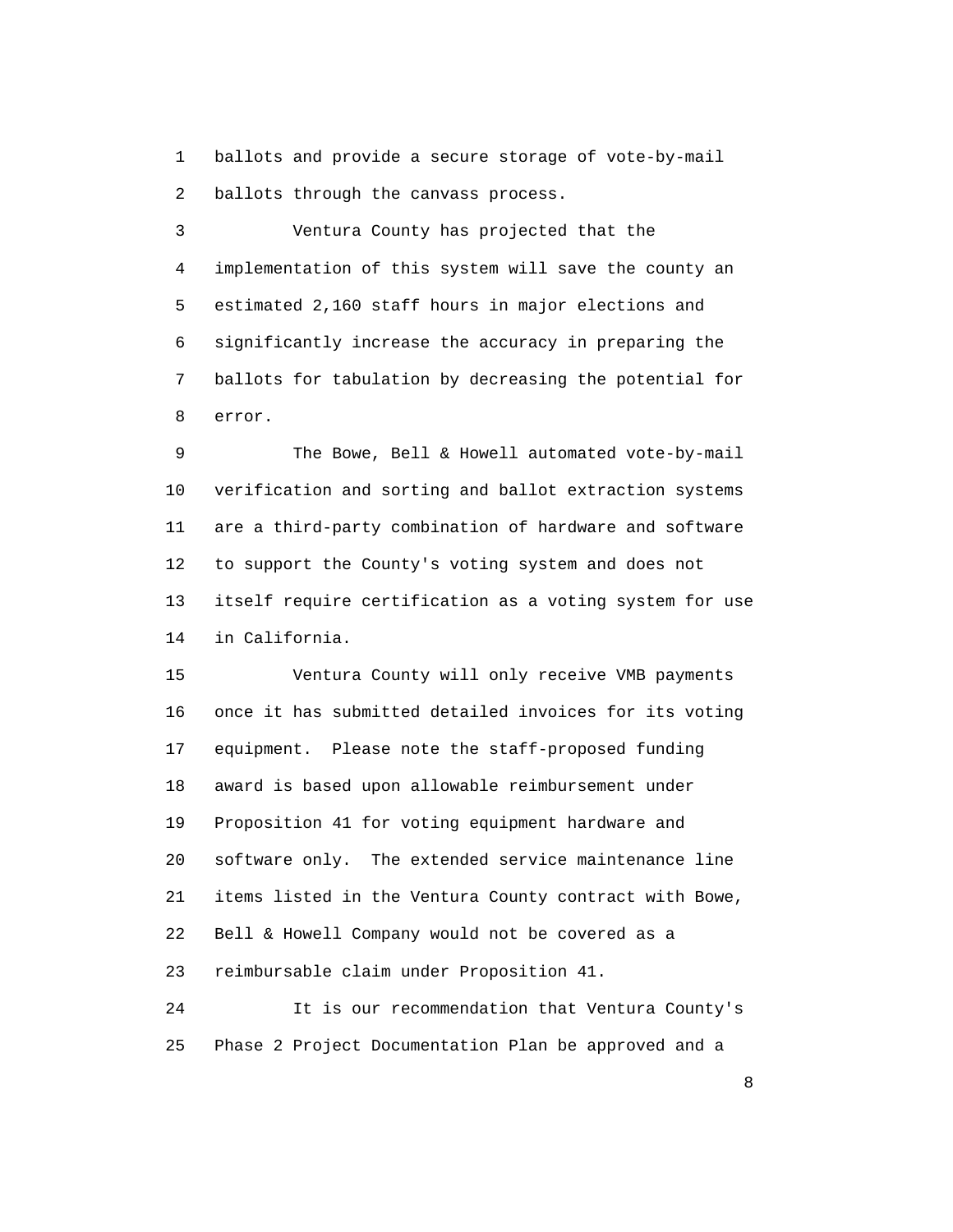ballots and provide a secure storage of vote-by-mail ballots through the canvass process.

Ventura County has projected that the implementation of this system will save the county an estimated 2,160 staff hours in major elections and significantly increase the accuracy in preparing the ballots for tabulation by decreasing the potential for error.

The Bowe, Bell & Howell automated vote-by-mail verification and sorting and ballot extraction systems are a third-party combination of hardware and software to support the County's voting system and does not itself require certification as a voting system for use in California.

Ventura County will only receive VMB payments once it has submitted detailed invoices for its voting equipment. Please note the staff-proposed funding award is based upon allowable reimbursement under Proposition 41 for voting equipment hardware and software only. The extended service maintenance line items listed in the Ventura County contract with Bowe, Bell & Howell Company would not be covered as a reimbursable claim under Proposition 41.

It is our recommendation that Ventura County's Phase 2 Project Documentation Plan be approved and a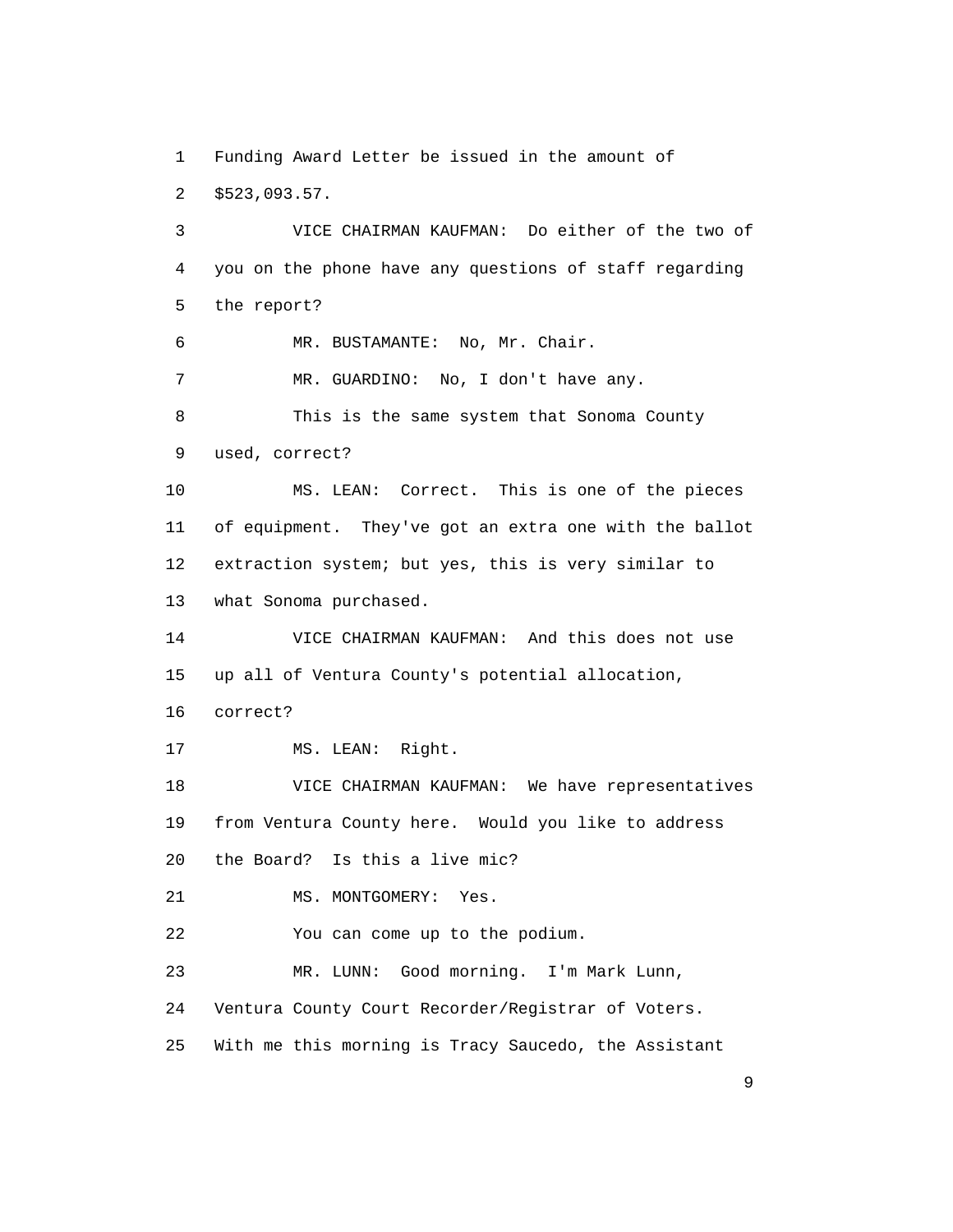1 Funding Award Letter be issued in the amount of

2 $523,093.57.

3 VICE CHAIRMAN KAUFMAN: Do either of the two of

4 you on the phone have any questions of staff regarding

5 the report?

6 MR. BUSTAMANTE: No, Mr. Chair.

7 MR. GUARDINO: No, I don't have any.

8 This is the same system that Sonoma County

9 used, correct?

10 MS. LEAN: Correct. This is one of the pieces

11 of equipment. They've got an extra one with the ballot

12 extraction system; but yes, this is very similar to

13 what Sonoma purchased.

14 VICE CHAIRMAN KAUFMAN: And this does not use

15 up all of Ventura County's potential allocation,

16 correct?

17 MS. LEAN: Right.

18 VICE CHAIRMAN KAUFMAN: We have representatives

19 from Ventura County here. Would you like to address

20 the Board? Is this a live mic?

21 MS. MONTGOMERY: Yes.

22 You can come up to the podium.

23 MR. LUNN: Good morning. I'm Mark Lunn,

24 Ventura County Court Recorder/Registrar of Voters.

25 With me this morning is Tracy Saucedo, the Assistant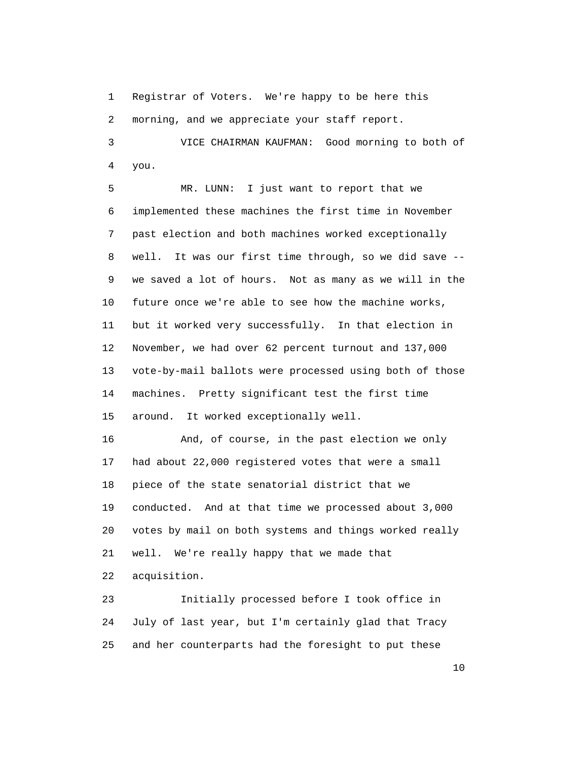Registrar of Voters. We're happy to be here this morning, and we appreciate your staff report.

VICE CHAIRMAN KAUFMAN: Good morning to both of you.

MR. LUNN: I just want to report that we implemented these machines the first time in November past election and both machines worked exceptionally well. It was our first time through, so we did save -- we saved a lot of hours. Not as many as we will in the future once we're able to see how the machine works, but it worked very successfully. In that election in November, we had over 62 percent turnout and 137,000 vote-by-mail ballots were processed using both of those machines. Pretty significant test the first time around. It worked exceptionally well.

And, of course, in the past election we only had about 22,000 registered votes that were a small piece of the state senatorial district that we conducted. And at that time we processed about 3,000 votes by mail on both systems and things worked really well. We're really happy that we made that acquisition.

Initially processed before I took office in July of last year, but I'm certainly glad that Tracy and her counterparts had the foresight to put these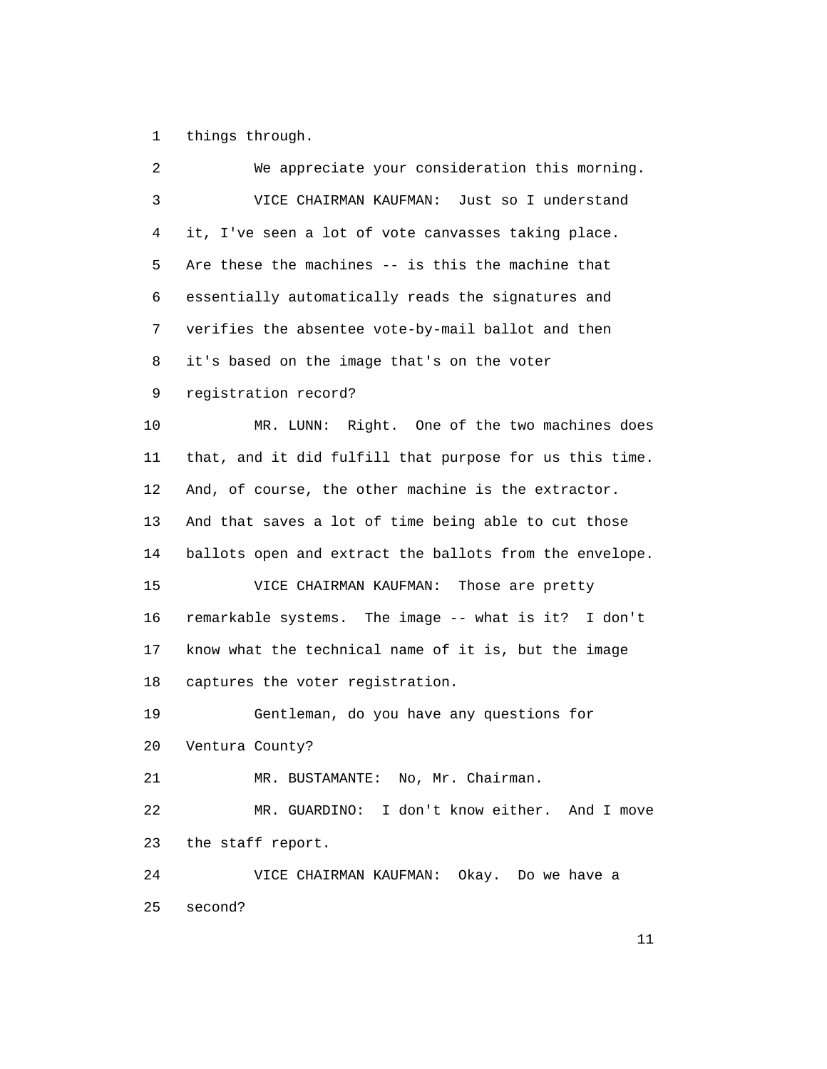things through.

We appreciate your consideration this morning.

VICE CHAIRMAN KAUFMAN: Just so I understand it, I've seen a lot of vote canvasses taking place. Are these the machines -- is this the machine that essentially automatically reads the signatures and verifies the absentee vote-by-mail ballot and then it's based on the image that's on the voter registration record?

MR. LUNN: Right. One of the two machines does that, and it did fulfill that purpose for us this time. And, of course, the other machine is the extractor. And that saves a lot of time being able to cut those ballots open and extract the ballots from the envelope.

VICE CHAIRMAN KAUFMAN: Those are pretty remarkable systems. The image -- what is it? I don't know what the technical name of it is, but the image captures the voter registration.

Gentleman, do you have any questions for Ventura County?

MR. BUSTAMANTE: No, Mr. Chairman.

MR. GUARDINO: I don't know either. And I move the staff report.

VICE CHAIRMAN KAUFMAN: Okay. Do we have a second?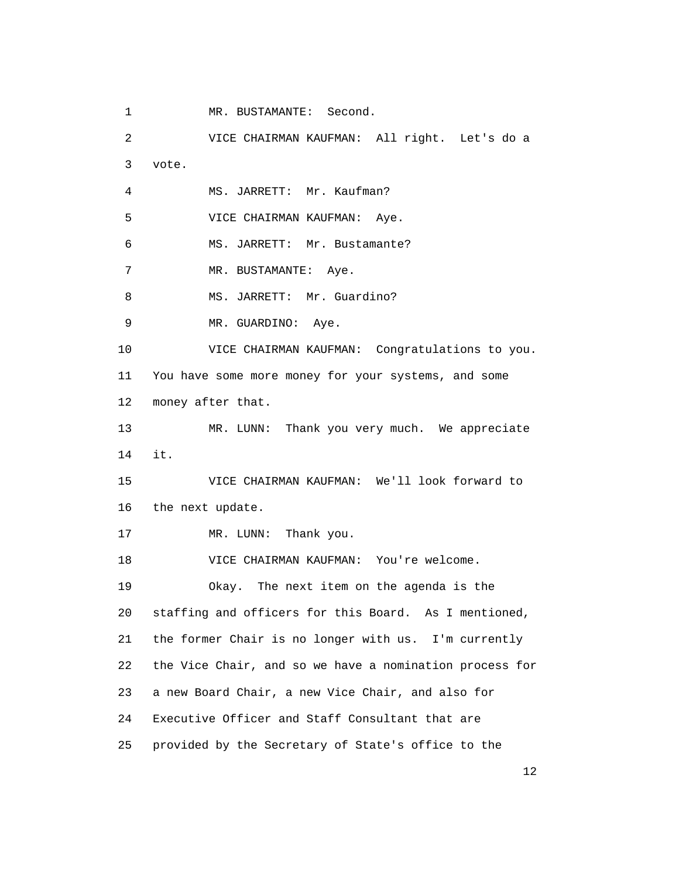1 MR. BUSTAMANTE: Second.

2 VICE CHAIRMAN KAUFMAN: All right. Let's do a

3 vote.

4 MS. JARRETT: Mr. Kaufman?

5 VICE CHAIRMAN KAUFMAN: Aye.

6 MS. JARRETT: Mr. Bustamante?

7 MR. BUSTAMANTE: Aye.

8 MS. JARRETT: Mr. Guardino?

9 MR. GUARDINO: Aye.

10 VICE CHAIRMAN KAUFMAN: Congratulations to you.

11 You have some more money for your systems, and some

12 money after that.

13 MR. LUNN: Thank you very much. We appreciate

14 it.

15 VICE CHAIRMAN KAUFMAN: We'll look forward to

16 the next update.

17 MR. LUNN: Thank you.

18 VICE CHAIRMAN KAUFMAN: You're welcome.

19 Okay. The next item on the agenda is the

20 staffing and officers for this Board. As I mentioned,

21 the former Chair is no longer with us. I'm currently

22 the Vice Chair, and so we have a nomination process for

23 a new Board Chair, a new Vice Chair, and also for

24 Executive Officer and Staff Consultant that are

25 provided by the Secretary of State's office to the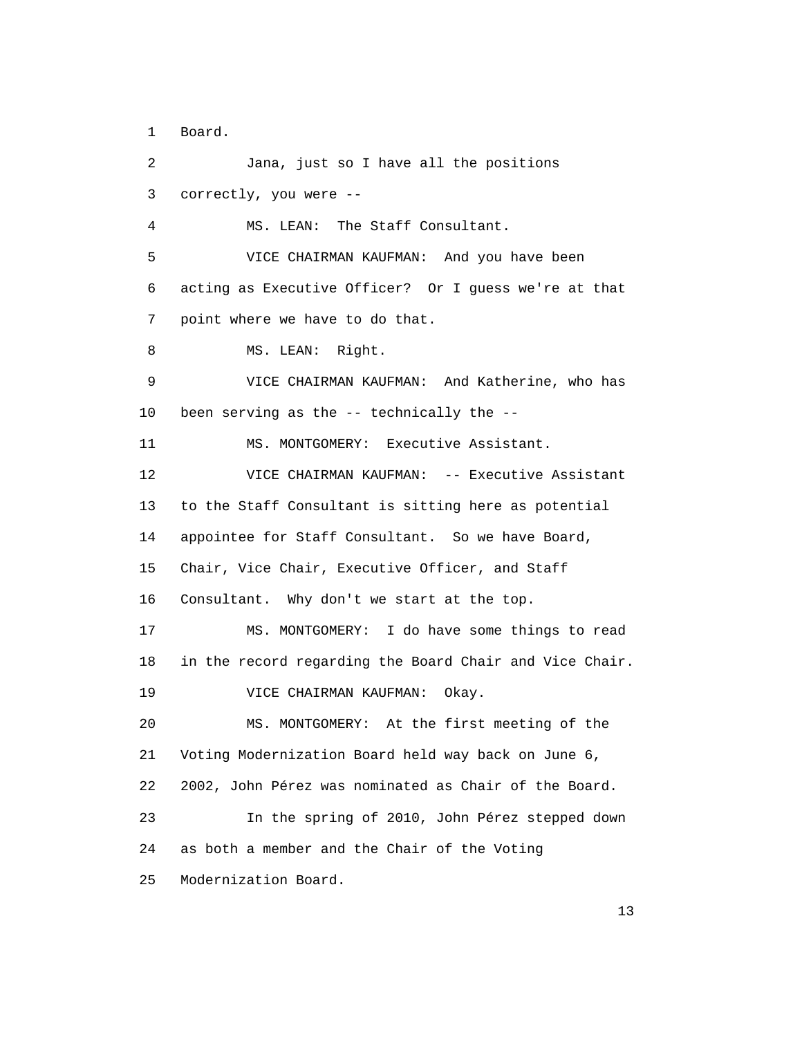1 Board.

2 Jana, just so I have all the positions

3 correctly, you were --

4 MS. LEAN: The Staff Consultant.

5 VICE CHAIRMAN KAUFMAN: And you have been

6 acting as Executive Officer? Or I guess we're at that

7 point where we have to do that.

8 MS. LEAN: Right.

9 VICE CHAIRMAN KAUFMAN: And Katherine, who has

10 been serving as the -- technically the --

11 MS. MONTGOMERY: Executive Assistant.

12 VICE CHAIRMAN KAUFMAN: -- Executive Assistant

13 to the Staff Consultant is sitting here as potential

14 appointee for Staff Consultant. So we have Board,

15 Chair, Vice Chair, Executive Officer, and Staff

16 Consultant. Why don't we start at the top.

17 MS. MONTGOMERY: I do have some things to read

18 in the record regarding the Board Chair and Vice Chair.

19 VICE CHAIRMAN KAUFMAN: Okay.

20 MS. MONTGOMERY: At the first meeting of the

21 Voting Modernization Board held way back on June 6,

22 2002, John Pérez was nominated as Chair of the Board.

23 In the spring of 2010, John Pérez stepped down

24 as both a member and the Chair of the Voting

25 Modernization Board.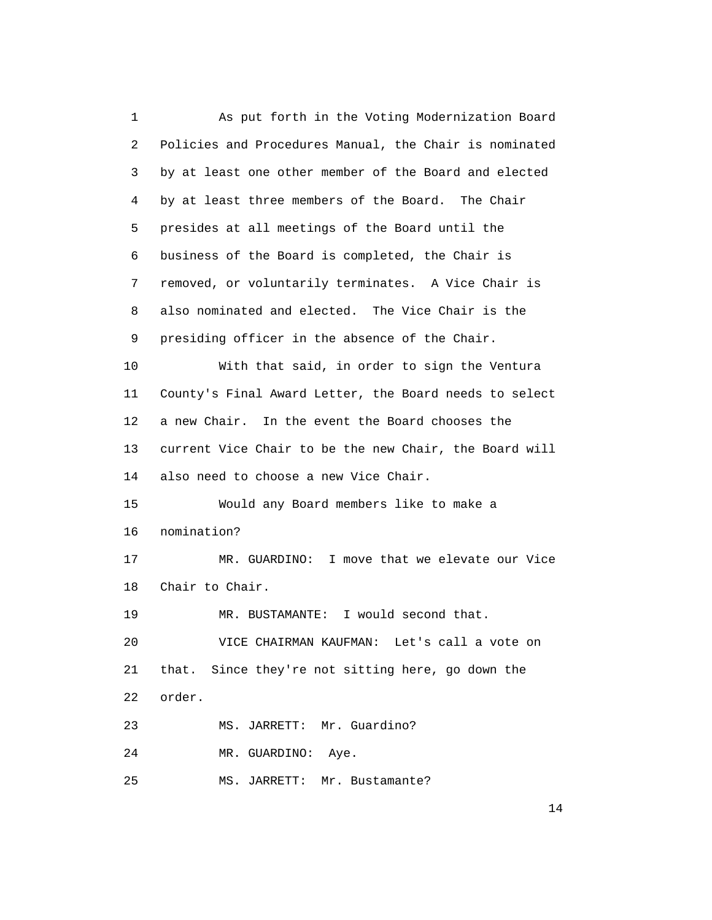As put forth in the Voting Modernization Board Policies and Procedures Manual, the Chair is nominated by at least one other member of the Board and elected by at least three members of the Board. The Chair presides at all meetings of the Board until the business of the Board is completed, the Chair is removed, or voluntarily terminates. A Vice Chair is also nominated and elected. The Vice Chair is the presiding officer in the absence of the Chair.

With that said, in order to sign the Ventura County's Final Award Letter, the Board needs to select a new Chair. In the event the Board chooses the current Vice Chair to be the new Chair, the Board will also need to choose a new Vice Chair.

Would any Board members like to make a nomination?

MR. GUARDINO: I move that we elevate our Vice Chair to Chair.

MR. BUSTAMANTE: I would second that.

VICE CHAIRMAN KAUFMAN: Let's call a vote on that. Since they're not sitting here, go down the order.

MS. JARRETT: Mr. Guardino?

MR. GUARDINO: Aye.

MS. JARRETT: Mr. Bustamante?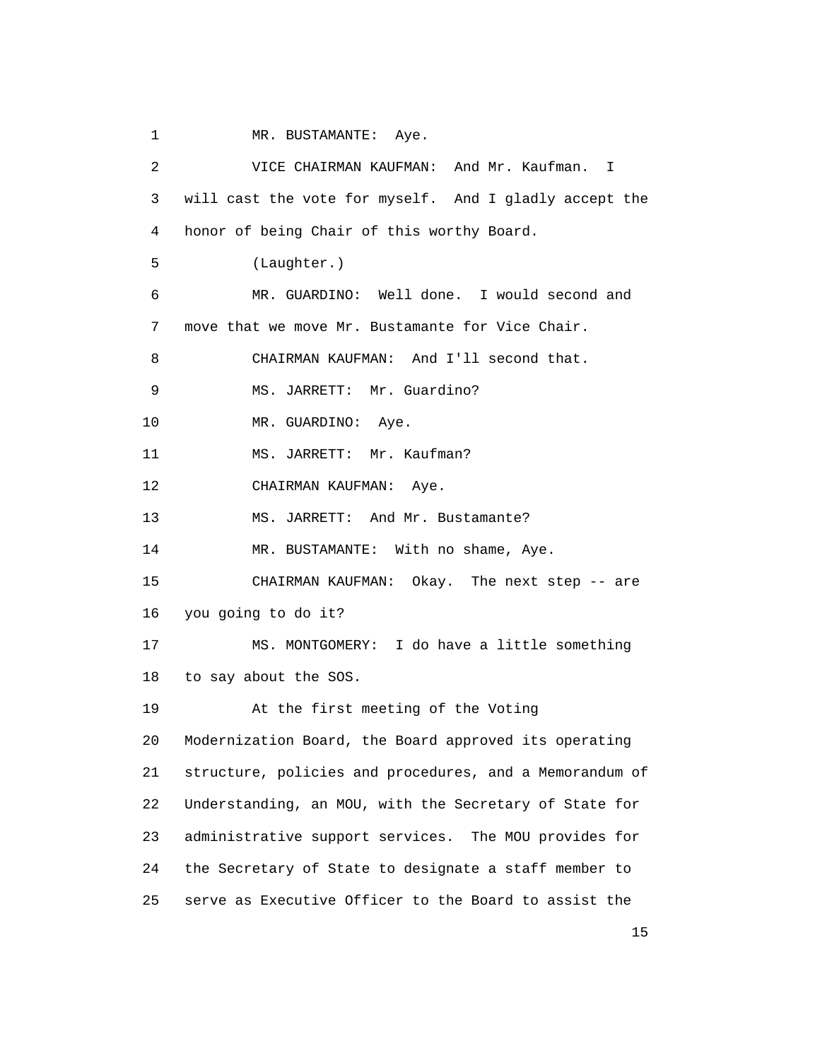MR. BUSTAMANTE: Aye.

VICE CHAIRMAN KAUFMAN: And Mr. Kaufman. I will cast the vote for myself. And I gladly accept the honor of being Chair of this worthy Board.

(Laughter.)

MR. GUARDINO: Well done. I would second and move that we move Mr. Bustamante for Vice Chair.

CHAIRMAN KAUFMAN: And I'll second that.

MS. JARRETT: Mr. Guardino?

MR. GUARDINO: Aye.

MS. JARRETT: Mr. Kaufman?

CHAIRMAN KAUFMAN: Aye.

MS. JARRETT: And Mr. Bustamante?

MR. BUSTAMANTE: With no shame, Aye.

CHAIRMAN KAUFMAN: Okay. The next step -- are you going to do it?

MS. MONTGOMERY: I do have a little something to say about the SOS.

At the first meeting of the Voting Modernization Board, the Board approved its operating structure, policies and procedures, and a Memorandum of Understanding, an MOU, with the Secretary of State for administrative support services. The MOU provides for the Secretary of State to designate a staff member to serve as Executive Officer to the Board to assist the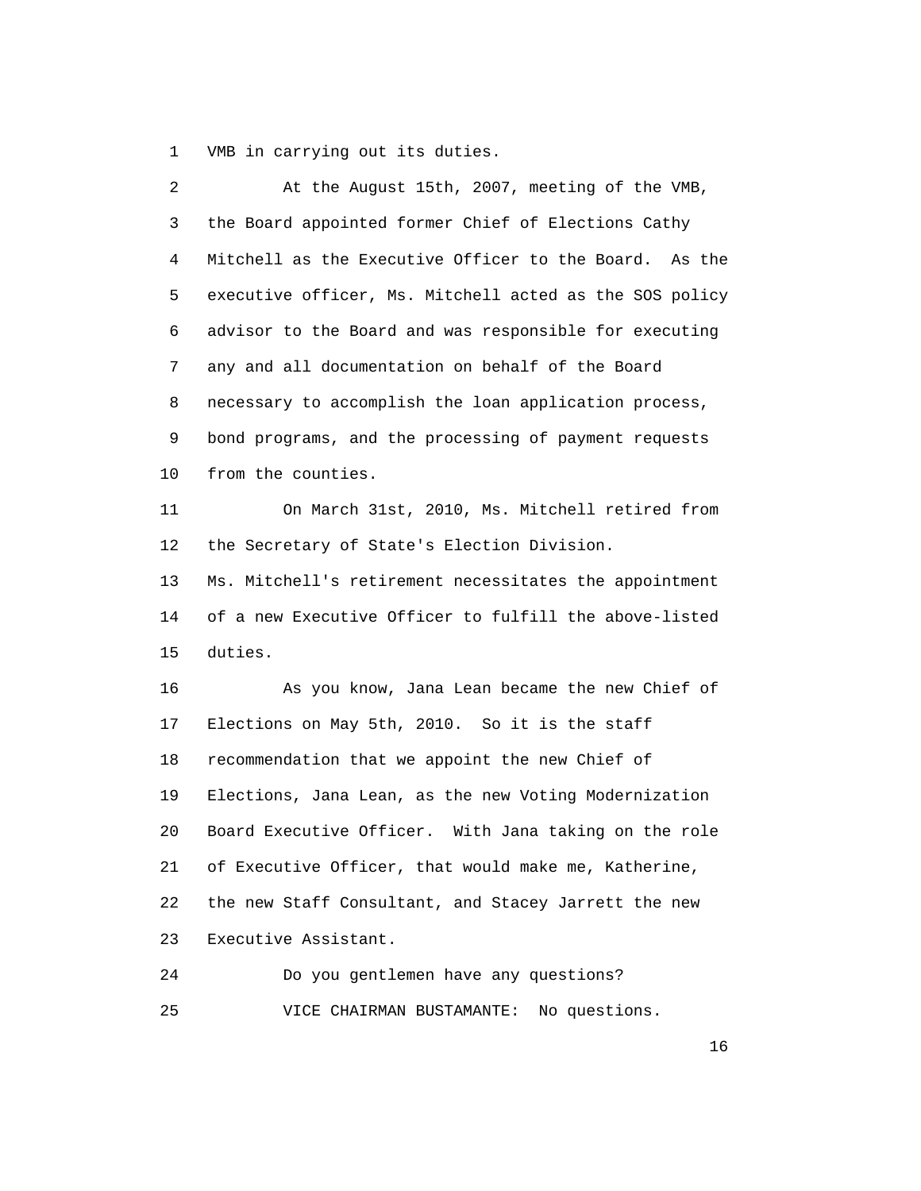1 VMB in carrying out its duties.

2 At the August 15th, 2007, meeting of the VMB,
3 the Board appointed former Chief of Elections Cathy
4 Mitchell as the Executive Officer to the Board. As the
5 executive officer, Ms. Mitchell acted as the SOS policy
6 advisor to the Board and was responsible for executing
7 any and all documentation on behalf of the Board
8 necessary to accomplish the loan application process,
9 bond programs, and the processing of payment requests
10 from the counties.

11 On March 31st, 2010, Ms. Mitchell retired from
12 the Secretary of State's Election Division.
13 Ms. Mitchell's retirement necessitates the appointment
14 of a new Executive Officer to fulfill the above-listed
15 duties.

16 As you know, Jana Lean became the new Chief of
17 Elections on May 5th, 2010. So it is the staff
18 recommendation that we appoint the new Chief of
19 Elections, Jana Lean, as the new Voting Modernization
20 Board Executive Officer. With Jana taking on the role
21 of Executive Officer, that would make me, Katherine,
22 the new Staff Consultant, and Stacey Jarrett the new
23 Executive Assistant.

24 Do you gentlemen have any questions?

25 VICE CHAIRMAN BUSTAMANTE: No questions.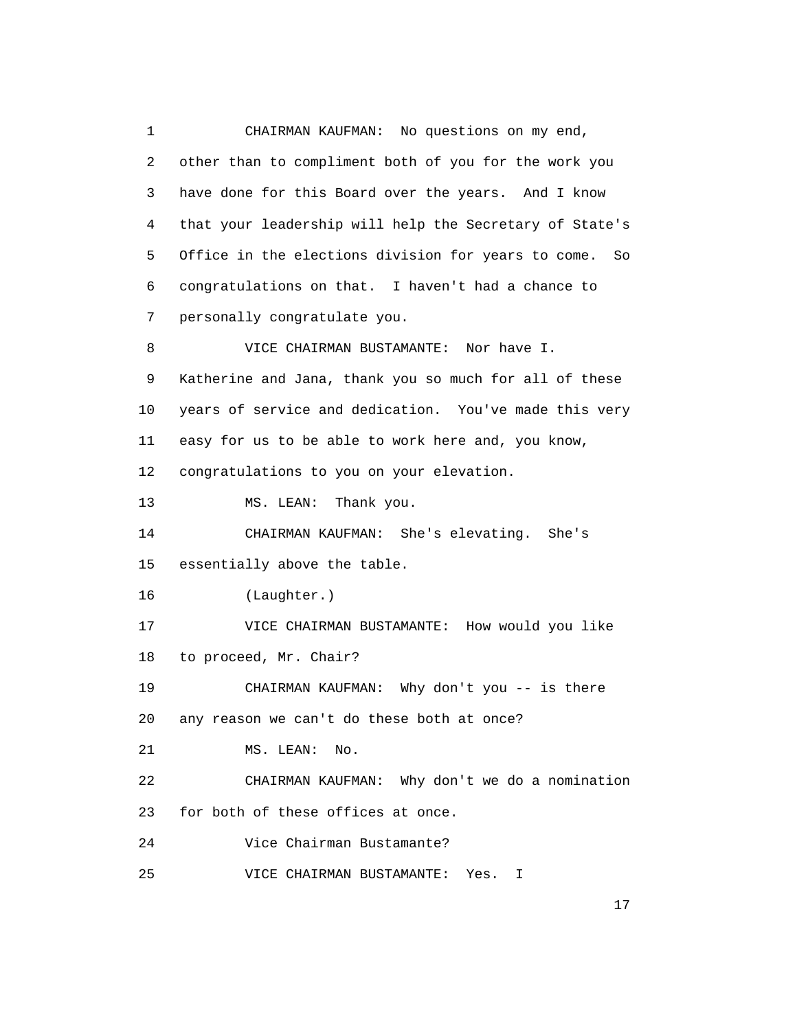CHAIRMAN KAUFMAN: No questions on my end, other than to compliment both of you for the work you have done for this Board over the years. And I know that your leadership will help the Secretary of State's Office in the elections division for years to come. So congratulations on that. I haven't had a chance to personally congratulate you.

VICE CHAIRMAN BUSTAMANTE: Nor have I. Katherine and Jana, thank you so much for all of these years of service and dedication. You've made this very easy for us to be able to work here and, you know, congratulations to you on your elevation.

MS. LEAN: Thank you.

CHAIRMAN KAUFMAN: She's elevating. She's essentially above the table.

(Laughter.)

VICE CHAIRMAN BUSTAMANTE: How would you like to proceed, Mr. Chair?

CHAIRMAN KAUFMAN: Why don't you -- is there any reason we can't do these both at once?

MS. LEAN: No.

CHAIRMAN KAUFMAN: Why don't we do a nomination for both of these offices at once.

Vice Chairman Bustamante?

VICE CHAIRMAN BUSTAMANTE: Yes. I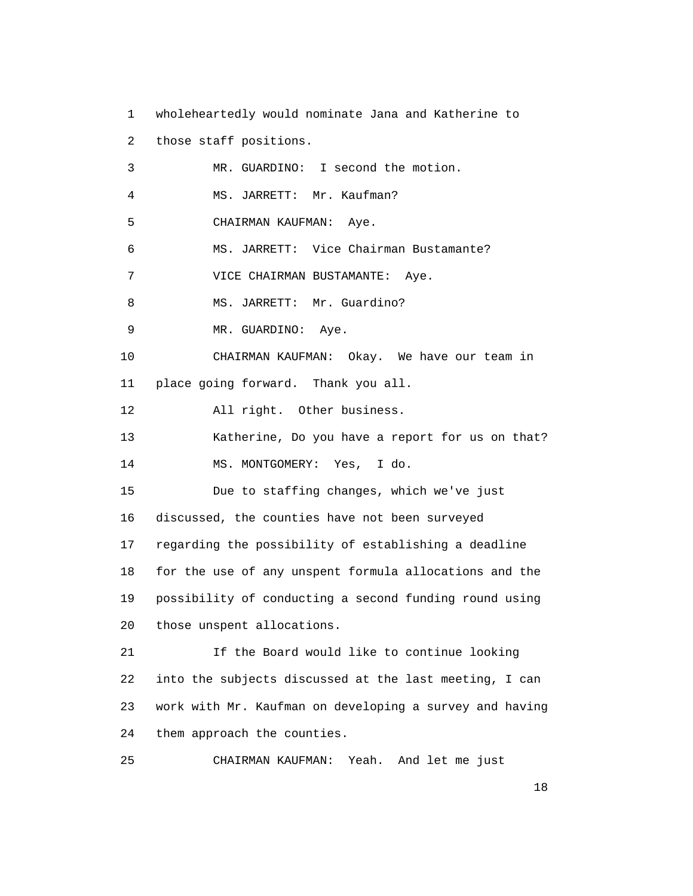wholeheartedly would nominate Jana and Katherine to those staff positions.

MR. GUARDINO: I second the motion.

MS. JARRETT: Mr. Kaufman?

CHAIRMAN KAUFMAN: Aye.

MS. JARRETT: Vice Chairman Bustamante?

VICE CHAIRMAN BUSTAMANTE: Aye.

MS. JARRETT: Mr. Guardino?

MR. GUARDINO: Aye.

CHAIRMAN KAUFMAN: Okay. We have our team in place going forward. Thank you all.

All right. Other business.

Katherine, Do you have a report for us on that?

MS. MONTGOMERY: Yes, I do.

Due to staffing changes, which we've just discussed, the counties have not been surveyed regarding the possibility of establishing a deadline for the use of any unspent formula allocations and the possibility of conducting a second funding round using those unspent allocations.

If the Board would like to continue looking into the subjects discussed at the last meeting, I can work with Mr. Kaufman on developing a survey and having them approach the counties.

CHAIRMAN KAUFMAN: Yeah. And let me just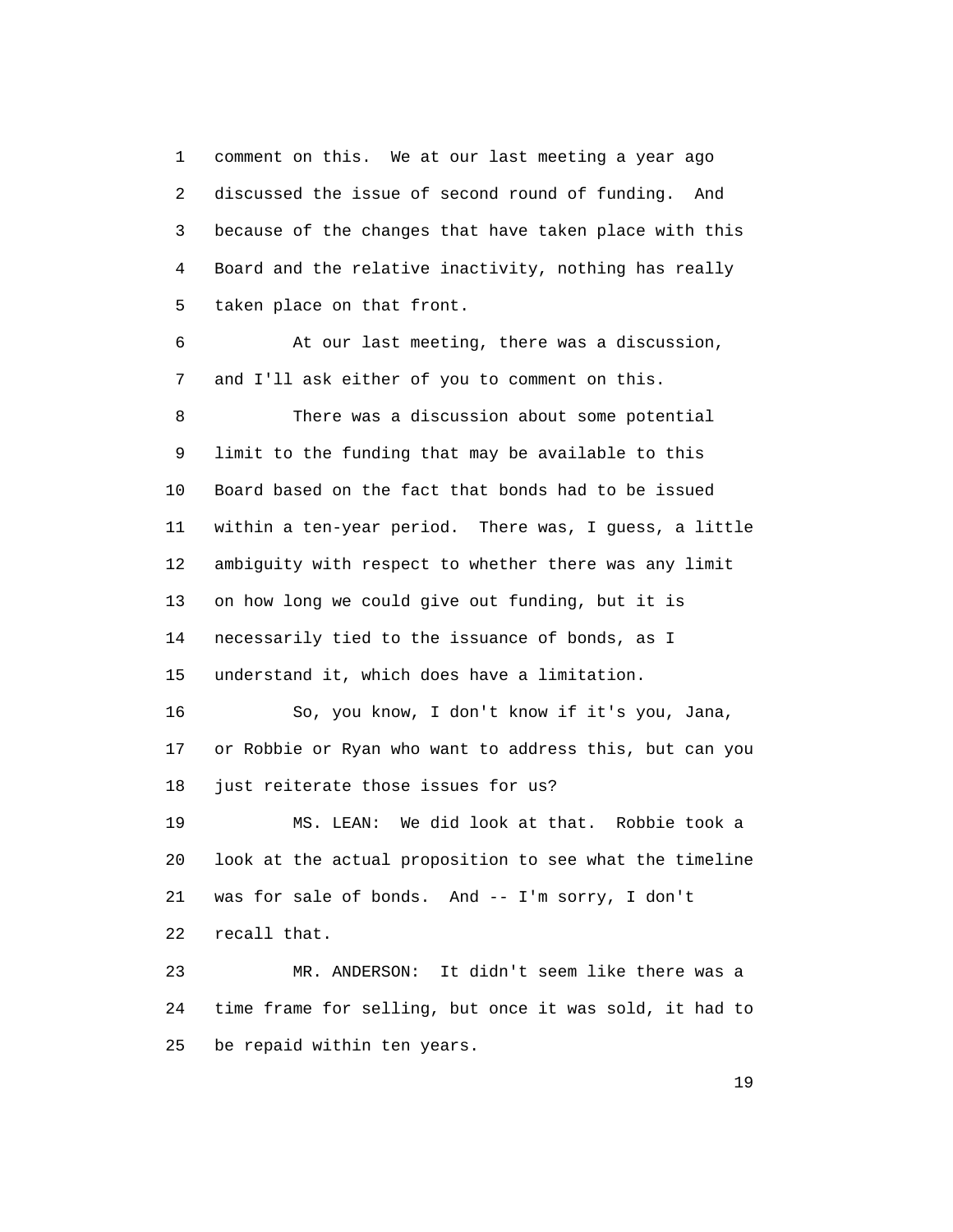comment on this. We at our last meeting a year ago discussed the issue of second round of funding. And because of the changes that have taken place with this Board and the relative inactivity, nothing has really taken place on that front.

At our last meeting, there was a discussion, and I'll ask either of you to comment on this.

There was a discussion about some potential limit to the funding that may be available to this Board based on the fact that bonds had to be issued within a ten-year period. There was, I guess, a little ambiguity with respect to whether there was any limit on how long we could give out funding, but it is necessarily tied to the issuance of bonds, as I understand it, which does have a limitation.

So, you know, I don't know if it's you, Jana, or Robbie or Ryan who want to address this, but can you just reiterate those issues for us?

MS. LEAN: We did look at that. Robbie took a look at the actual proposition to see what the timeline was for sale of bonds. And -- I'm sorry, I don't recall that.

MR. ANDERSON: It didn't seem like there was a time frame for selling, but once it was sold, it had to be repaid within ten years.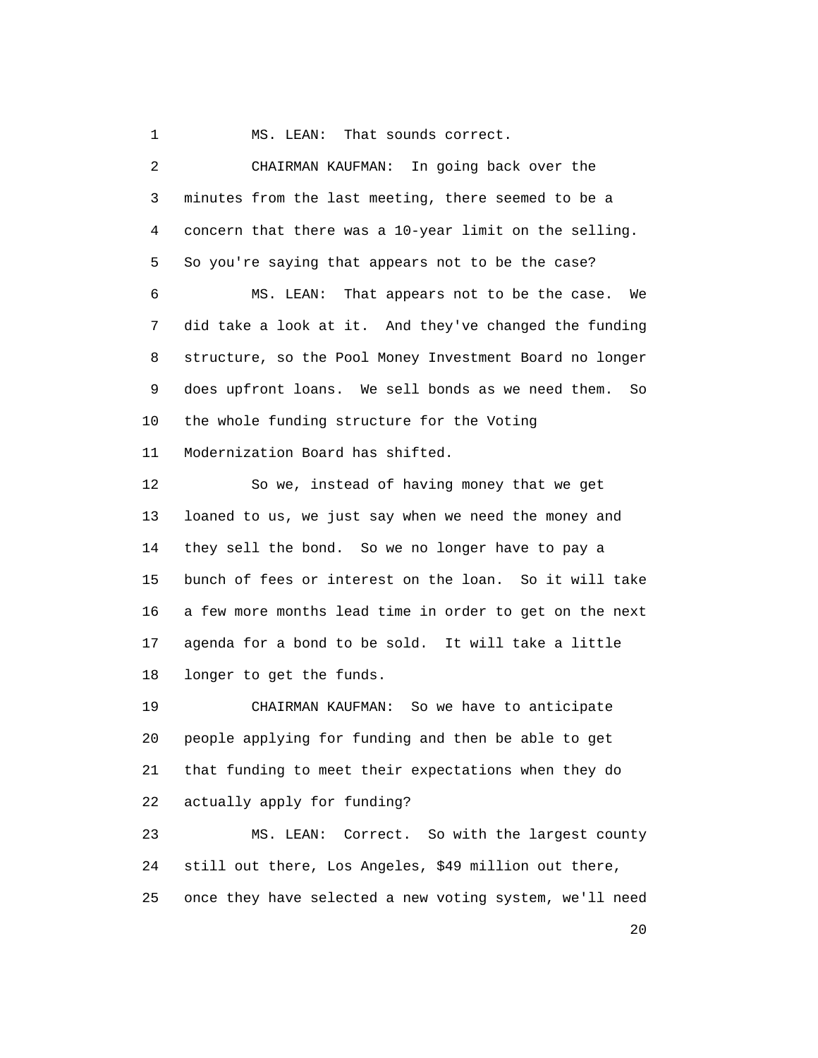MS. LEAN: That sounds correct.

CHAIRMAN KAUFMAN: In going back over the minutes from the last meeting, there seemed to be a concern that there was a 10-year limit on the selling. So you're saying that appears not to be the case?

MS. LEAN: That appears not to be the case. We did take a look at it. And they've changed the funding structure, so the Pool Money Investment Board no longer does upfront loans. We sell bonds as we need them. So the whole funding structure for the Voting Modernization Board has shifted.

So we, instead of having money that we get loaned to us, we just say when we need the money and they sell the bond. So we no longer have to pay a bunch of fees or interest on the loan. So it will take a few more months lead time in order to get on the next agenda for a bond to be sold. It will take a little longer to get the funds.

CHAIRMAN KAUFMAN: So we have to anticipate people applying for funding and then be able to get that funding to meet their expectations when they do actually apply for funding?

MS. LEAN: Correct. So with the largest county still out there, Los Angeles, $49 million out there, once they have selected a new voting system, we'll need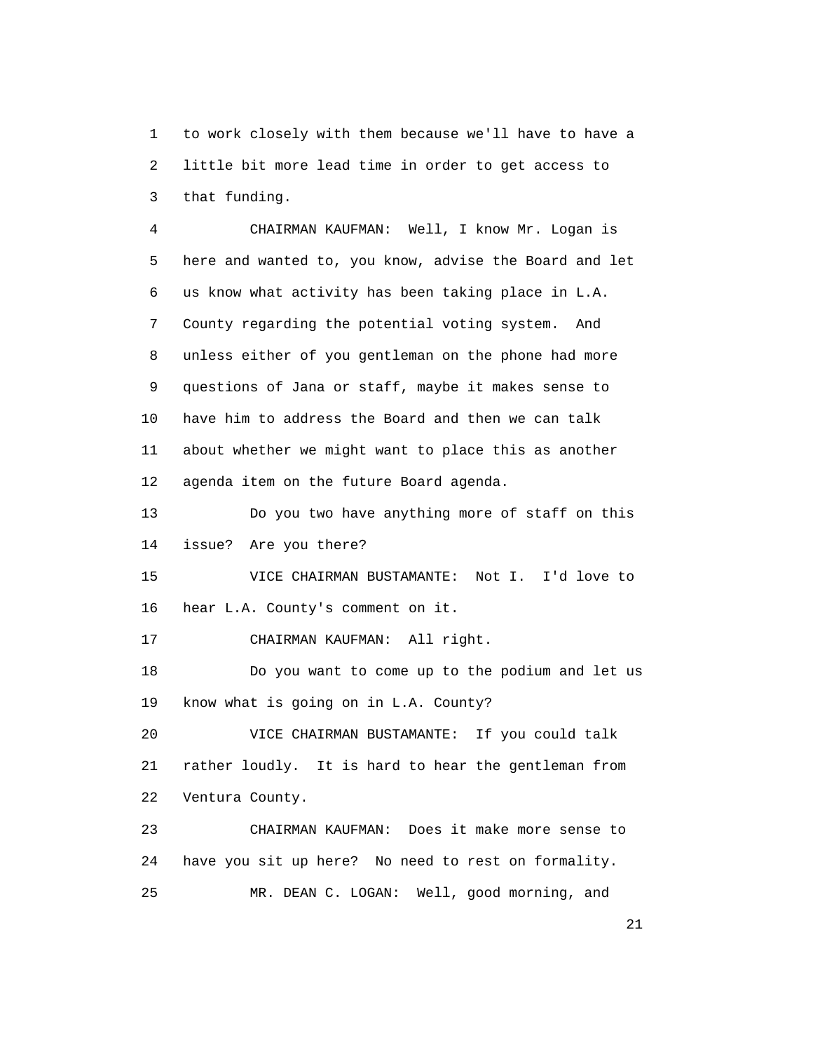to work closely with them because we'll have to have a little bit more lead time in order to get access to that funding.

CHAIRMAN KAUFMAN: Well, I know Mr. Logan is here and wanted to, you know, advise the Board and let us know what activity has been taking place in L.A. County regarding the potential voting system. And unless either of you gentleman on the phone had more questions of Jana or staff, maybe it makes sense to have him to address the Board and then we can talk about whether we might want to place this as another agenda item on the future Board agenda.

Do you two have anything more of staff on this issue? Are you there?

VICE CHAIRMAN BUSTAMANTE: Not I. I'd love to hear L.A. County's comment on it.

CHAIRMAN KAUFMAN: All right.

Do you want to come up to the podium and let us know what is going on in L.A. County?

VICE CHAIRMAN BUSTAMANTE: If you could talk rather loudly. It is hard to hear the gentleman from Ventura County.

CHAIRMAN KAUFMAN: Does it make more sense to have you sit up here? No need to rest on formality.

MR. DEAN C. LOGAN: Well, good morning, and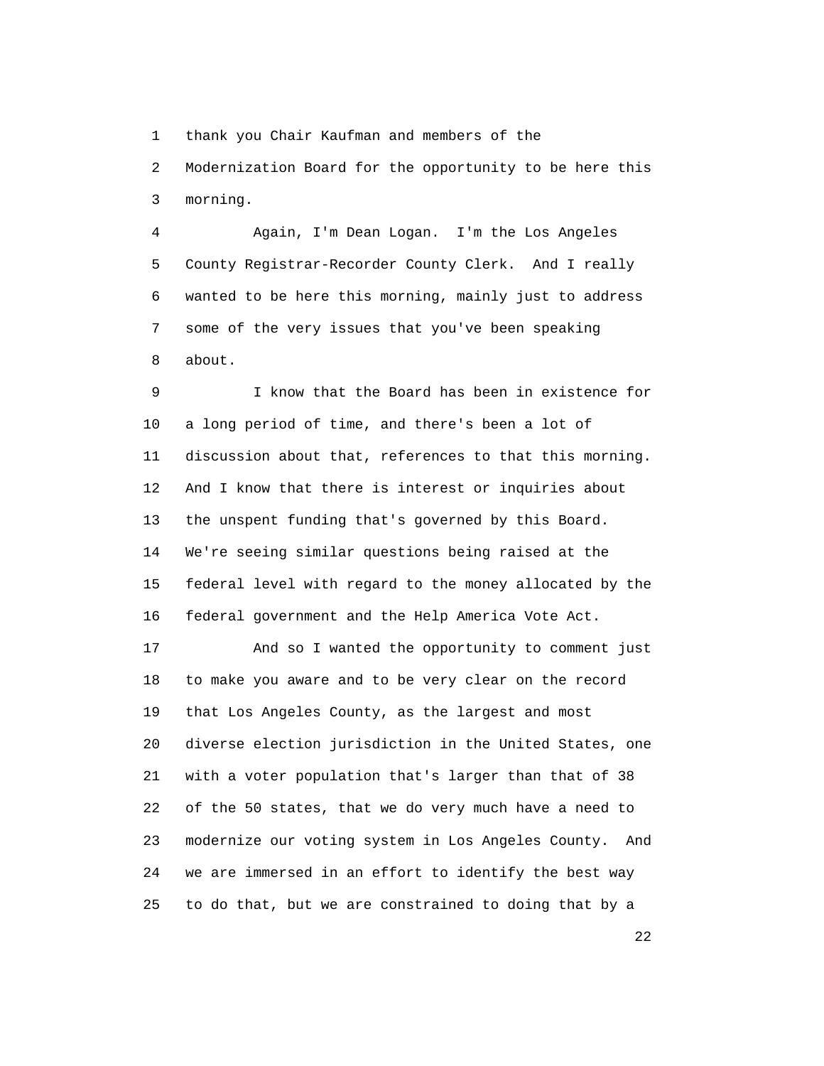1 thank you Chair Kaufman and members of the
2 Modernization Board for the opportunity to be here this
3 morning.

4 Again, I'm Dean Logan. I'm the Los Angeles
5 County Registrar-Recorder County Clerk. And I really
6 wanted to be here this morning, mainly just to address
7 some of the very issues that you've been speaking
8 about.

9 I know that the Board has been in existence for
10 a long period of time, and there's been a lot of
11 discussion about that, references to that this morning.
12 And I know that there is interest or inquiries about
13 the unspent funding that's governed by this Board.
14 We're seeing similar questions being raised at the
15 federal level with regard to the money allocated by the
16 federal government and the Help America Vote Act.

17 And so I wanted the opportunity to comment just
18 to make you aware and to be very clear on the record
19 that Los Angeles County, as the largest and most
20 diverse election jurisdiction in the United States, one
21 with a voter population that's larger than that of 38
22 of the 50 states, that we do very much have a need to
23 modernize our voting system in Los Angeles County. And
24 we are immersed in an effort to identify the best way
25 to do that, but we are constrained to doing that by a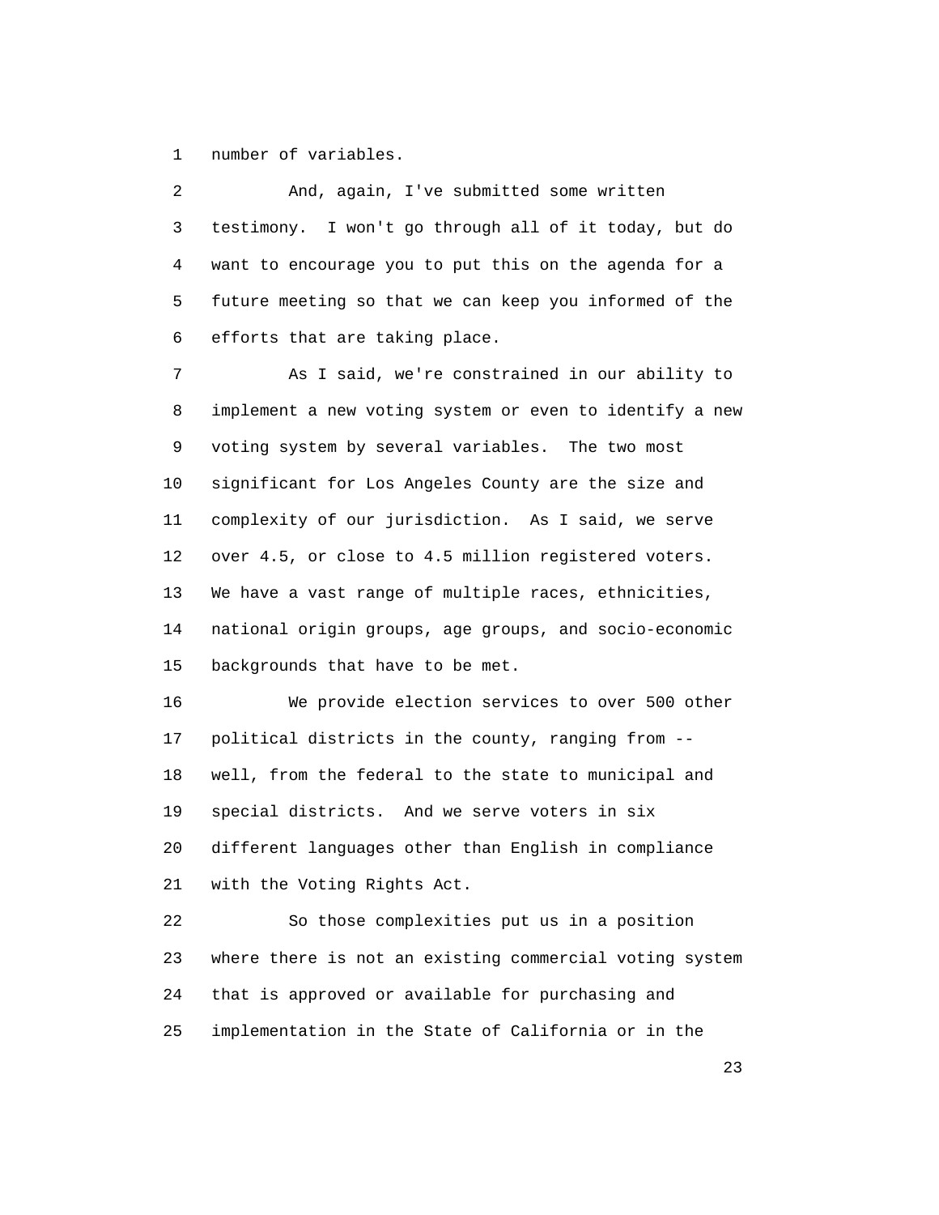number of variables.

And, again, I've submitted some written testimony. I won't go through all of it today, but do want to encourage you to put this on the agenda for a future meeting so that we can keep you informed of the efforts that are taking place.

As I said, we're constrained in our ability to implement a new voting system or even to identify a new voting system by several variables. The two most significant for Los Angeles County are the size and complexity of our jurisdiction. As I said, we serve over 4.5, or close to 4.5 million registered voters. We have a vast range of multiple races, ethnicities, national origin groups, age groups, and socio-economic backgrounds that have to be met.

We provide election services to over 500 other political districts in the county, ranging from -- well, from the federal to the state to municipal and special districts. And we serve voters in six different languages other than English in compliance with the Voting Rights Act.

So those complexities put us in a position where there is not an existing commercial voting system that is approved or available for purchasing and implementation in the State of California or in the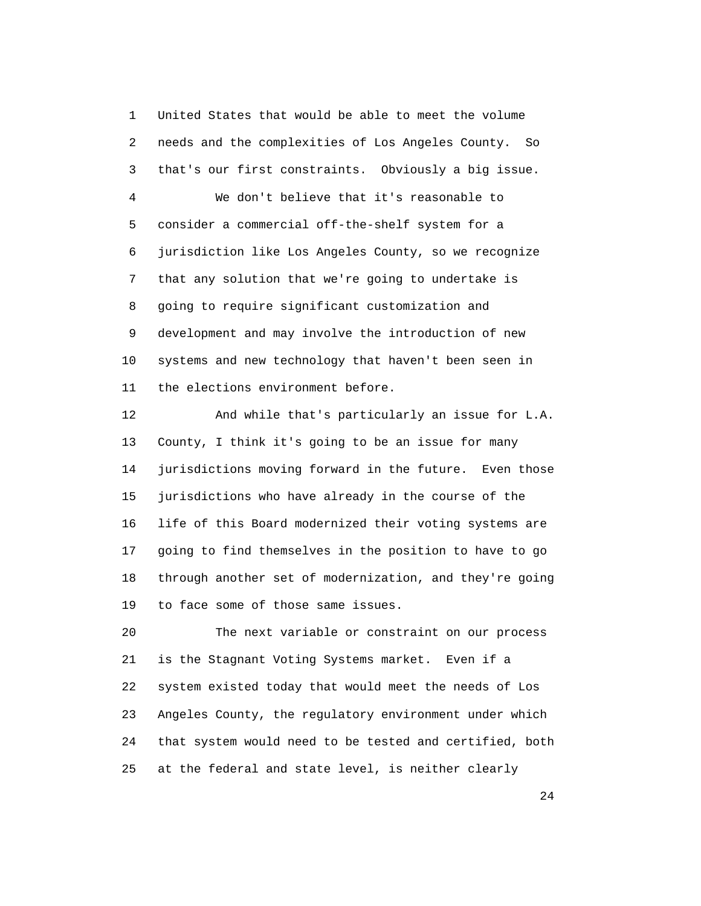United States that would be able to meet the volume needs and the complexities of Los Angeles County. So that's our first constraints. Obviously a big issue.

We don't believe that it's reasonable to consider a commercial off-the-shelf system for a jurisdiction like Los Angeles County, so we recognize that any solution that we're going to undertake is going to require significant customization and development and may involve the introduction of new systems and new technology that haven't been seen in the elections environment before.

And while that's particularly an issue for L.A. County, I think it's going to be an issue for many jurisdictions moving forward in the future. Even those jurisdictions who have already in the course of the life of this Board modernized their voting systems are going to find themselves in the position to have to go through another set of modernization, and they're going to face some of those same issues.

The next variable or constraint on our process is the Stagnant Voting Systems market. Even if a system existed today that would meet the needs of Los Angeles County, the regulatory environment under which that system would need to be tested and certified, both at the federal and state level, is neither clearly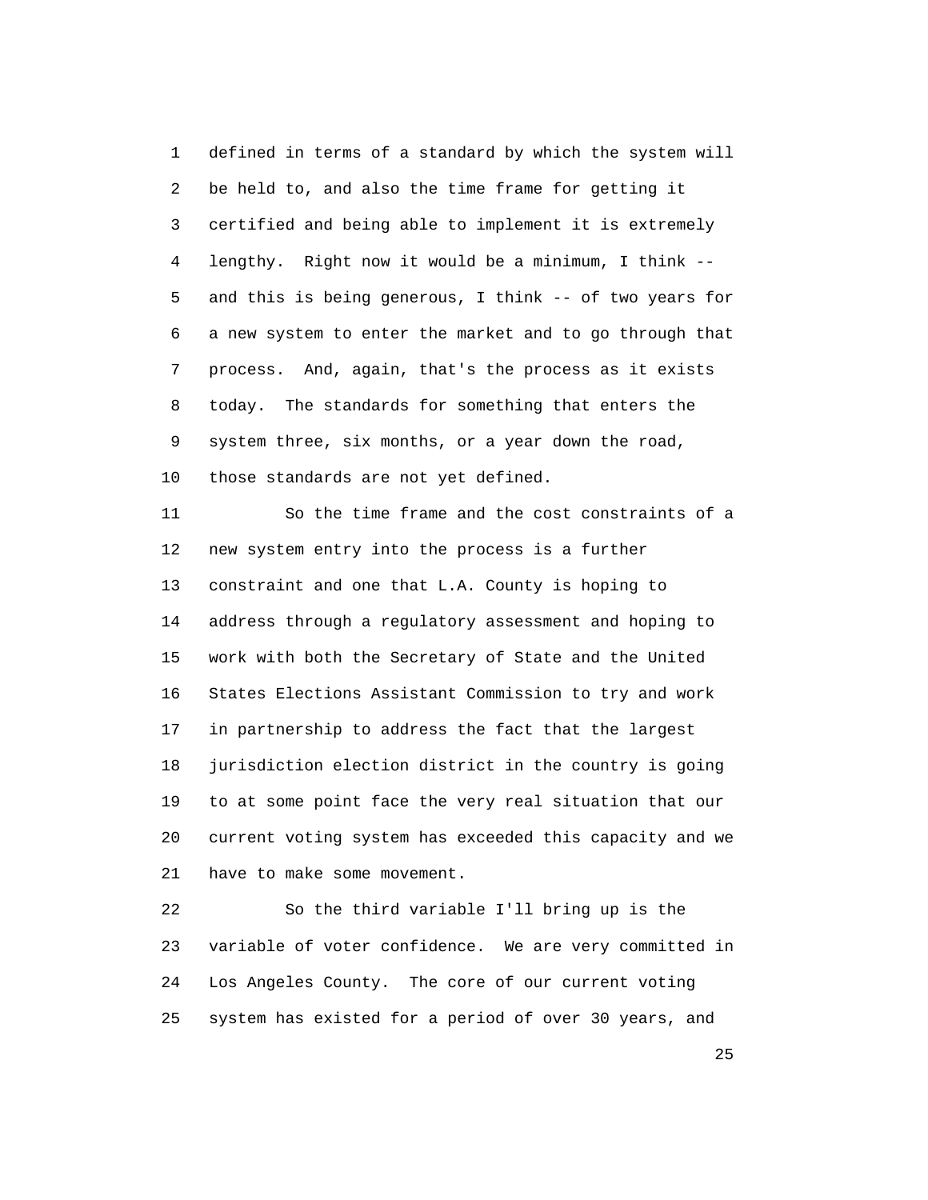defined in terms of a standard by which the system will be held to, and also the time frame for getting it certified and being able to implement it is extremely lengthy. Right now it would be a minimum, I think -- and this is being generous, I think -- of two years for a new system to enter the market and to go through that process. And, again, that's the process as it exists today. The standards for something that enters the system three, six months, or a year down the road, those standards are not yet defined.

So the time frame and the cost constraints of a new system entry into the process is a further constraint and one that L.A. County is hoping to address through a regulatory assessment and hoping to work with both the Secretary of State and the United States Elections Assistant Commission to try and work in partnership to address the fact that the largest jurisdiction election district in the country is going to at some point face the very real situation that our current voting system has exceeded this capacity and we have to make some movement.

So the third variable I'll bring up is the variable of voter confidence. We are very committed in Los Angeles County. The core of our current voting system has existed for a period of over 30 years, and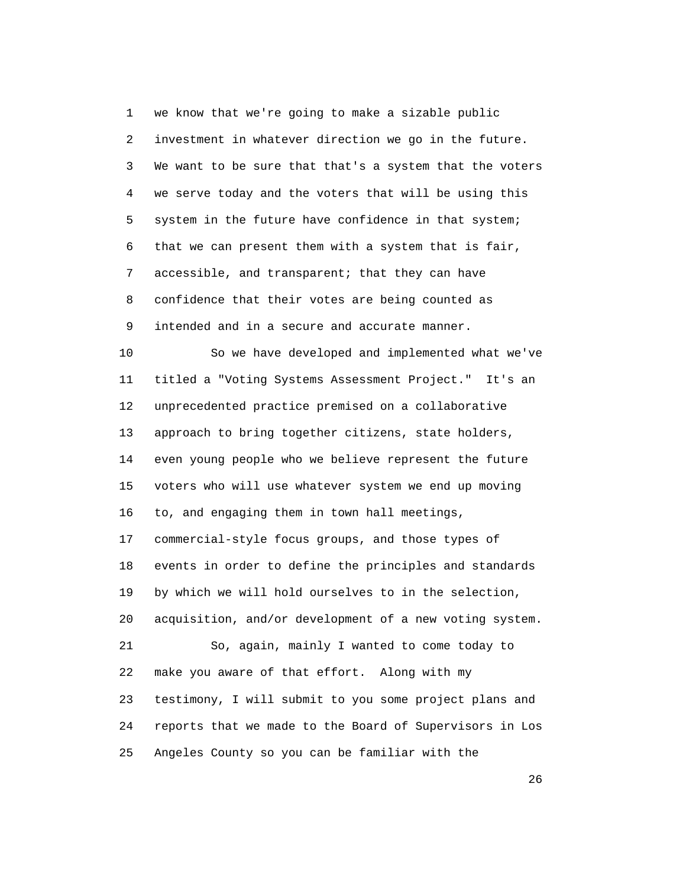1 we know that we're going to make a sizable public
2 investment in whatever direction we go in the future.
3 We want to be sure that that's a system that the voters
4 we serve today and the voters that will be using this
5 system in the future have confidence in that system;
6 that we can present them with a system that is fair,
7 accessible, and transparent; that they can have
8 confidence that their votes are being counted as
9 intended and in a secure and accurate manner.
10 So we have developed and implemented what we've
11 titled a "Voting Systems Assessment Project." It's an
12 unprecedented practice premised on a collaborative
13 approach to bring together citizens, state holders,
14 even young people who we believe represent the future
15 voters who will use whatever system we end up moving
16 to, and engaging them in town hall meetings,
17 commercial-style focus groups, and those types of
18 events in order to define the principles and standards
19 by which we will hold ourselves to in the selection,
20 acquisition, and/or development of a new voting system.
21 So, again, mainly I wanted to come today to
22 make you aware of that effort. Along with my
23 testimony, I will submit to you some project plans and
24 reports that we made to the Board of Supervisors in Los
25 Angeles County so you can be familiar with the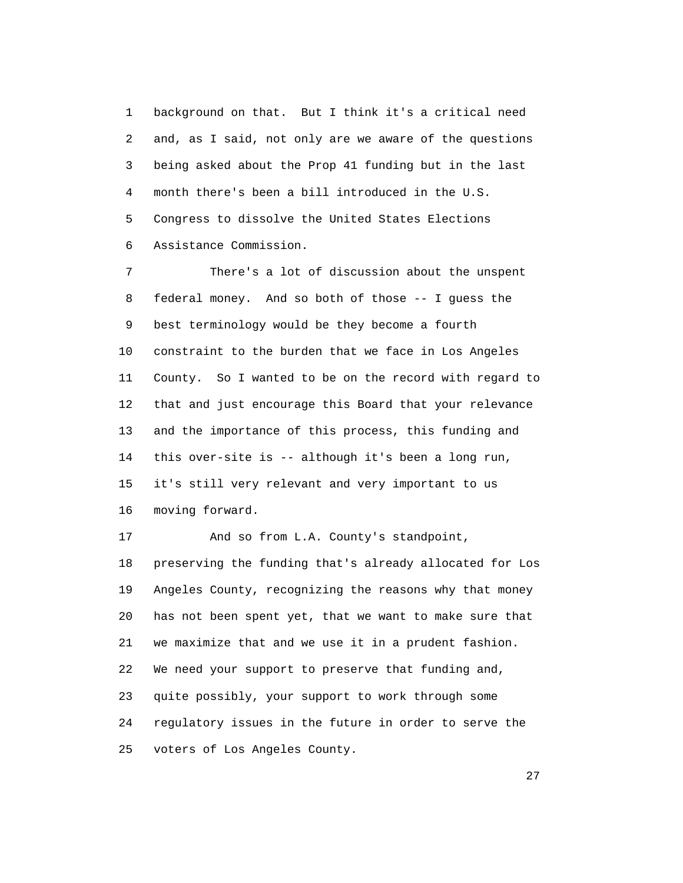background on that. But I think it's a critical need and, as I said, not only are we aware of the questions being asked about the Prop 41 funding but in the last month there's been a bill introduced in the U.S. Congress to dissolve the United States Elections Assistance Commission.

There's a lot of discussion about the unspent federal money. And so both of those -- I guess the best terminology would be they become a fourth constraint to the burden that we face in Los Angeles County. So I wanted to be on the record with regard to that and just encourage this Board that your relevance and the importance of this process, this funding and this over-site is -- although it's been a long run, it's still very relevant and very important to us moving forward.

And so from L.A. County's standpoint, preserving the funding that's already allocated for Los Angeles County, recognizing the reasons why that money has not been spent yet, that we want to make sure that we maximize that and we use it in a prudent fashion. We need your support to preserve that funding and, quite possibly, your support to work through some regulatory issues in the future in order to serve the voters of Los Angeles County.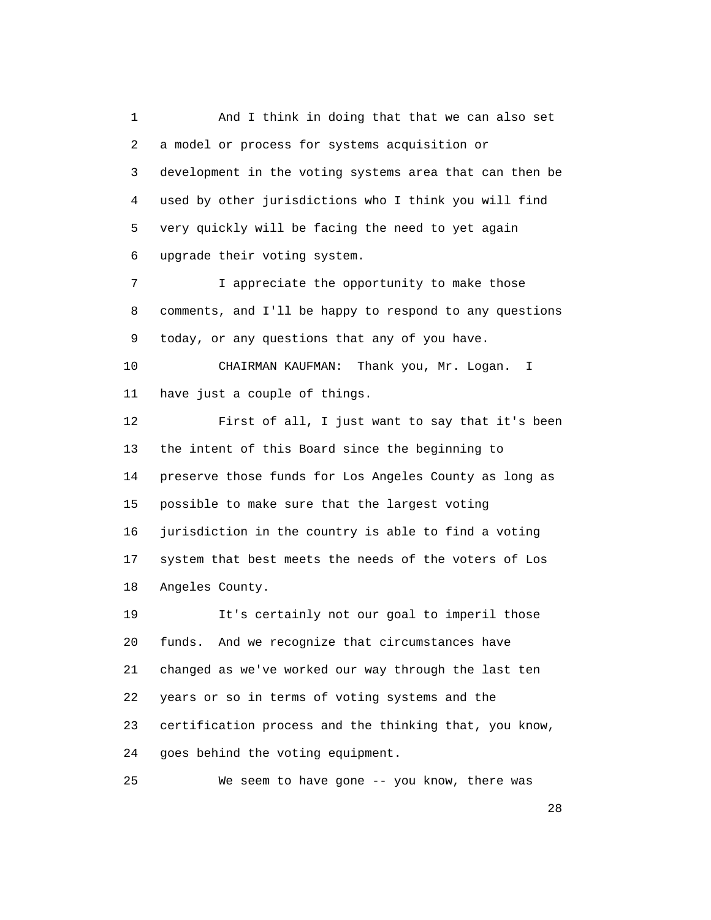And I think in doing that that we can also set a model or process for systems acquisition or development in the voting systems area that can then be used by other jurisdictions who I think you will find very quickly will be facing the need to yet again upgrade their voting system.

I appreciate the opportunity to make those comments, and I'll be happy to respond to any questions today, or any questions that any of you have.

CHAIRMAN KAUFMAN: Thank you, Mr. Logan. I have just a couple of things.

First of all, I just want to say that it's been the intent of this Board since the beginning to preserve those funds for Los Angeles County as long as possible to make sure that the largest voting jurisdiction in the country is able to find a voting system that best meets the needs of the voters of Los Angeles County.

It's certainly not our goal to imperil those funds. And we recognize that circumstances have changed as we've worked our way through the last ten years or so in terms of voting systems and the certification process and the thinking that, you know, goes behind the voting equipment.

We seem to have gone -- you know, there was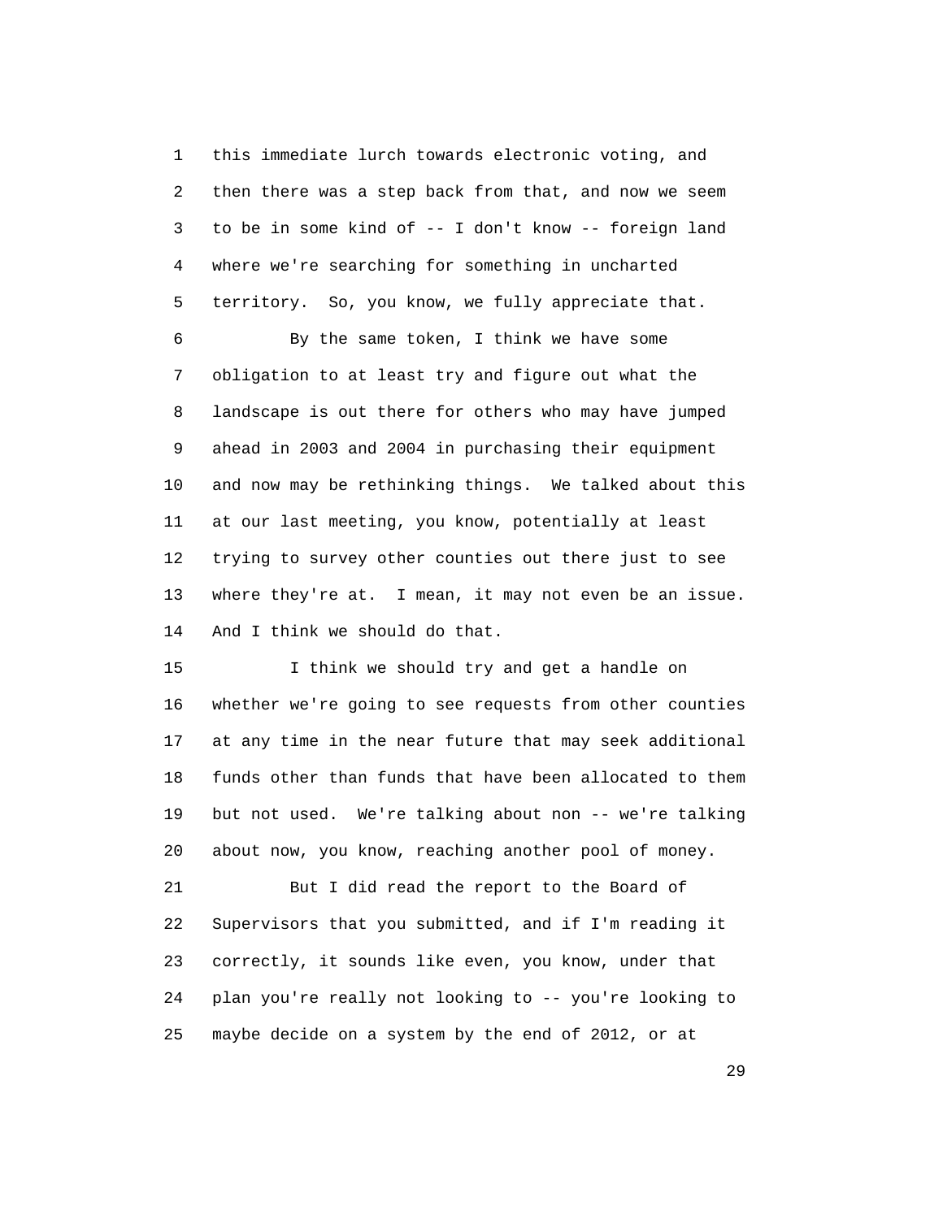this immediate lurch towards electronic voting, and then there was a step back from that, and now we seem to be in some kind of -- I don't know -- foreign land where we're searching for something in uncharted territory. So, you know, we fully appreciate that.

By the same token, I think we have some obligation to at least try and figure out what the landscape is out there for others who may have jumped ahead in 2003 and 2004 in purchasing their equipment and now may be rethinking things. We talked about this at our last meeting, you know, potentially at least trying to survey other counties out there just to see where they're at. I mean, it may not even be an issue. And I think we should do that.

I think we should try and get a handle on whether we're going to see requests from other counties at any time in the near future that may seek additional funds other than funds that have been allocated to them but not used. We're talking about non -- we're talking about now, you know, reaching another pool of money.

But I did read the report to the Board of Supervisors that you submitted, and if I'm reading it correctly, it sounds like even, you know, under that plan you're really not looking to -- you're looking to maybe decide on a system by the end of 2012, or at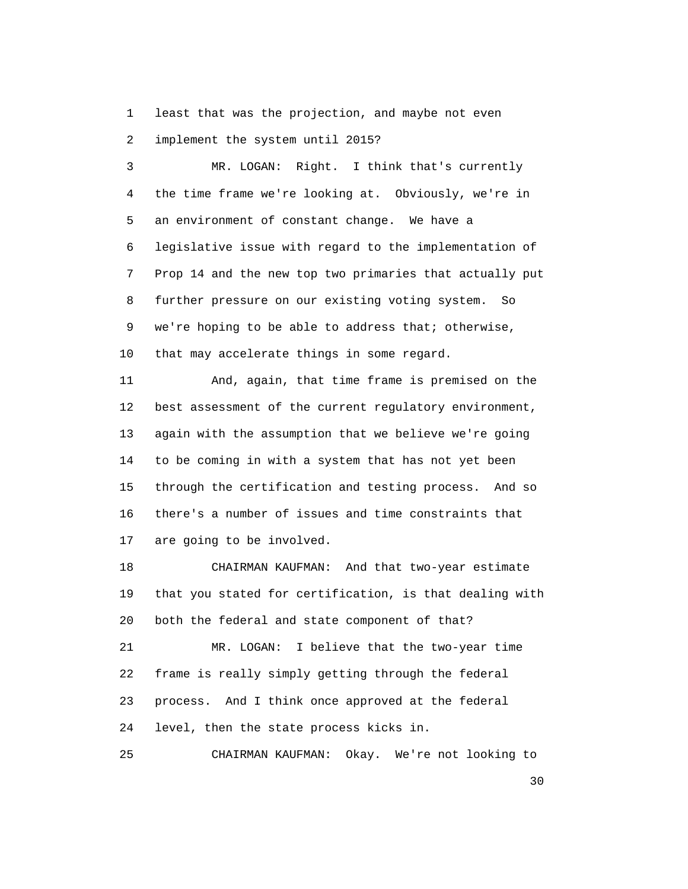least that was the projection, and maybe not even implement the system until 2015?

MR. LOGAN: Right. I think that's currently the time frame we're looking at. Obviously, we're in an environment of constant change. We have a legislative issue with regard to the implementation of Prop 14 and the new top two primaries that actually put further pressure on our existing voting system. So we're hoping to be able to address that; otherwise, that may accelerate things in some regard.

And, again, that time frame is premised on the best assessment of the current regulatory environment, again with the assumption that we believe we're going to be coming in with a system that has not yet been through the certification and testing process. And so there's a number of issues and time constraints that are going to be involved.

CHAIRMAN KAUFMAN: And that two-year estimate that you stated for certification, is that dealing with both the federal and state component of that?

MR. LOGAN: I believe that the two-year time frame is really simply getting through the federal process. And I think once approved at the federal level, then the state process kicks in.

CHAIRMAN KAUFMAN: Okay. We're not looking to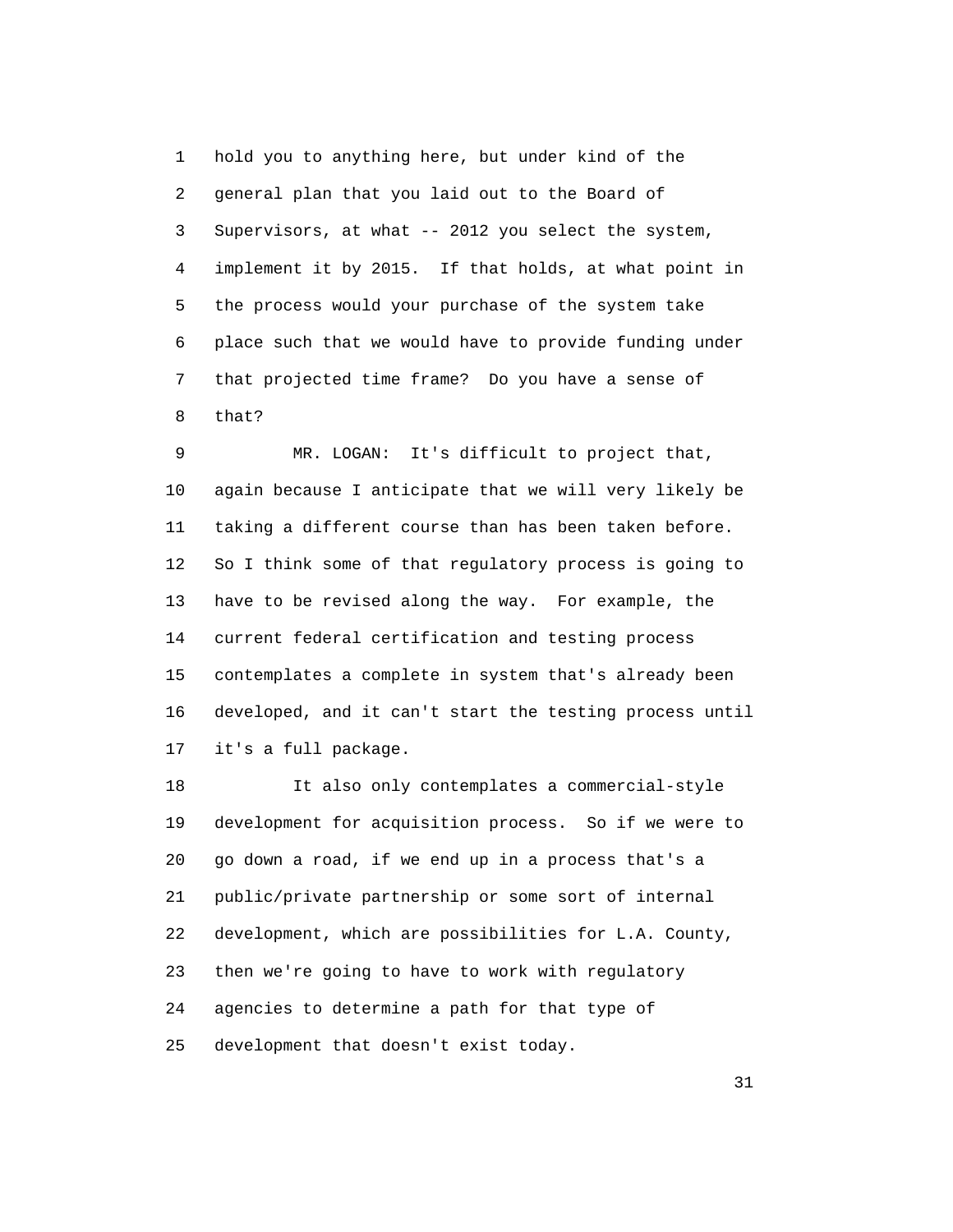hold you to anything here, but under kind of the general plan that you laid out to the Board of Supervisors, at what -- 2012 you select the system, implement it by 2015. If that holds, at what point in the process would your purchase of the system take place such that we would have to provide funding under that projected time frame? Do you have a sense of that?

MR. LOGAN: It's difficult to project that, again because I anticipate that we will very likely be taking a different course than has been taken before. So I think some of that regulatory process is going to have to be revised along the way. For example, the current federal certification and testing process contemplates a complete in system that's already been developed, and it can't start the testing process until it's a full package.

It also only contemplates a commercial-style development for acquisition process. So if we were to go down a road, if we end up in a process that's a public/private partnership or some sort of internal development, which are possibilities for L.A. County, then we're going to have to work with regulatory agencies to determine a path for that type of development that doesn't exist today.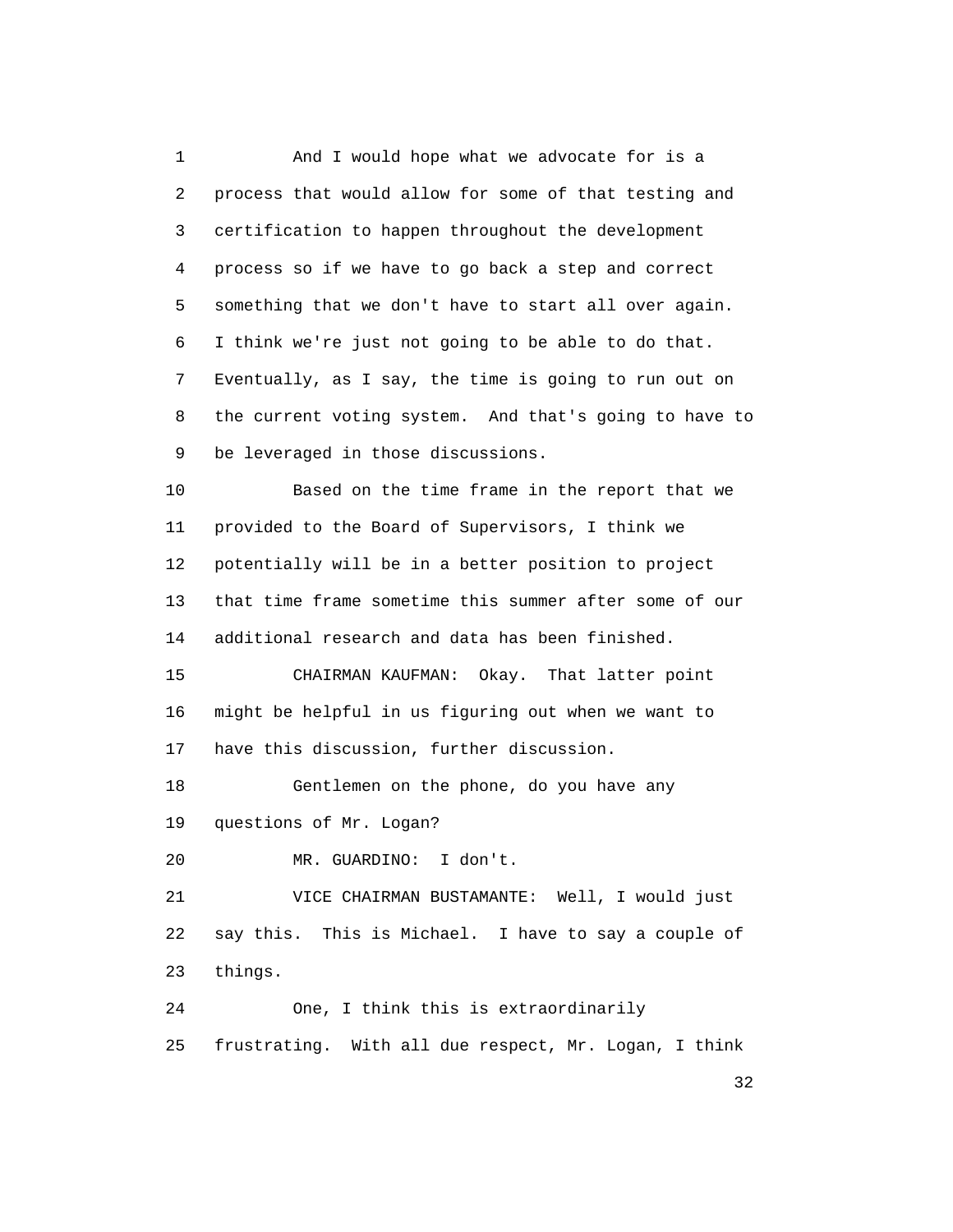And I would hope what we advocate for is a process that would allow for some of that testing and certification to happen throughout the development process so if we have to go back a step and correct something that we don't have to start all over again. I think we're just not going to be able to do that. Eventually, as I say, the time is going to run out on the current voting system. And that's going to have to be leveraged in those discussions.

Based on the time frame in the report that we provided to the Board of Supervisors, I think we potentially will be in a better position to project that time frame sometime this summer after some of our additional research and data has been finished.

CHAIRMAN KAUFMAN: Okay. That latter point might be helpful in us figuring out when we want to have this discussion, further discussion.

Gentlemen on the phone, do you have any questions of Mr. Logan?

MR. GUARDINO: I don't.

VICE CHAIRMAN BUSTAMANTE: Well, I would just say this. This is Michael. I have to say a couple of things.

One, I think this is extraordinarily frustrating. With all due respect, Mr. Logan, I think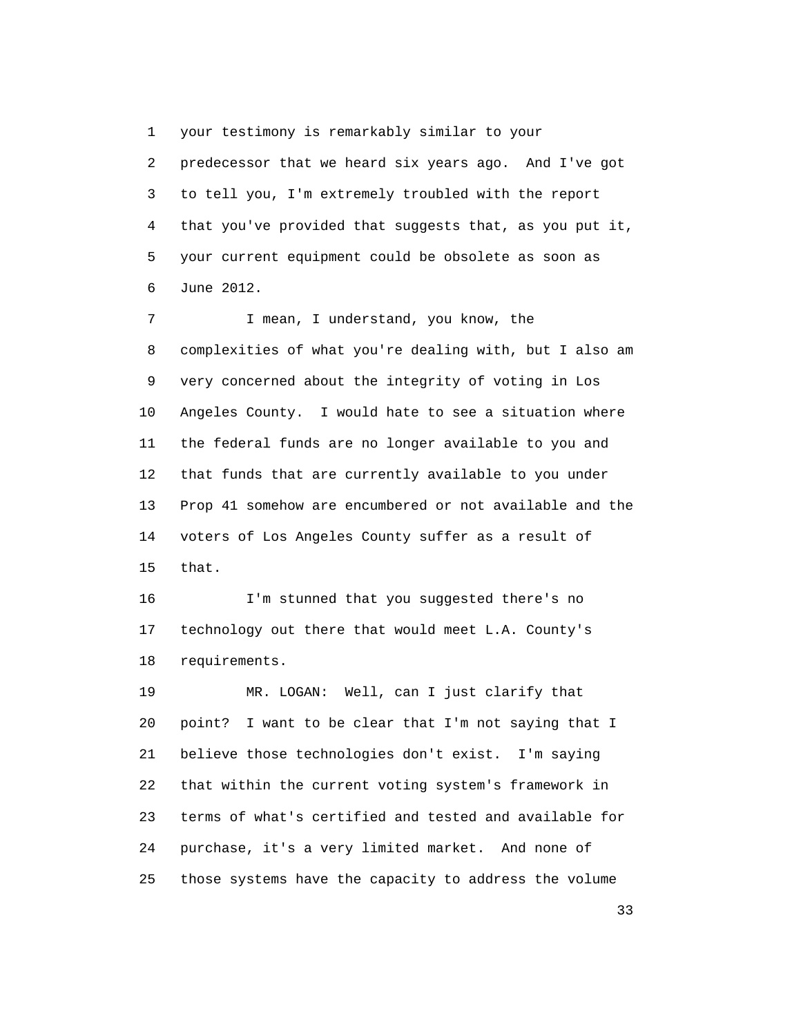your testimony is remarkably similar to your predecessor that we heard six years ago. And I've got to tell you, I'm extremely troubled with the report that you've provided that suggests that, as you put it, your current equipment could be obsolete as soon as June 2012.

I mean, I understand, you know, the complexities of what you're dealing with, but I also am very concerned about the integrity of voting in Los Angeles County. I would hate to see a situation where the federal funds are no longer available to you and that funds that are currently available to you under Prop 41 somehow are encumbered or not available and the voters of Los Angeles County suffer as a result of that.

I'm stunned that you suggested there's no technology out there that would meet L.A. County's requirements.

MR. LOGAN: Well, can I just clarify that point? I want to be clear that I'm not saying that I believe those technologies don't exist. I'm saying that within the current voting system's framework in terms of what's certified and tested and available for purchase, it's a very limited market. And none of those systems have the capacity to address the volume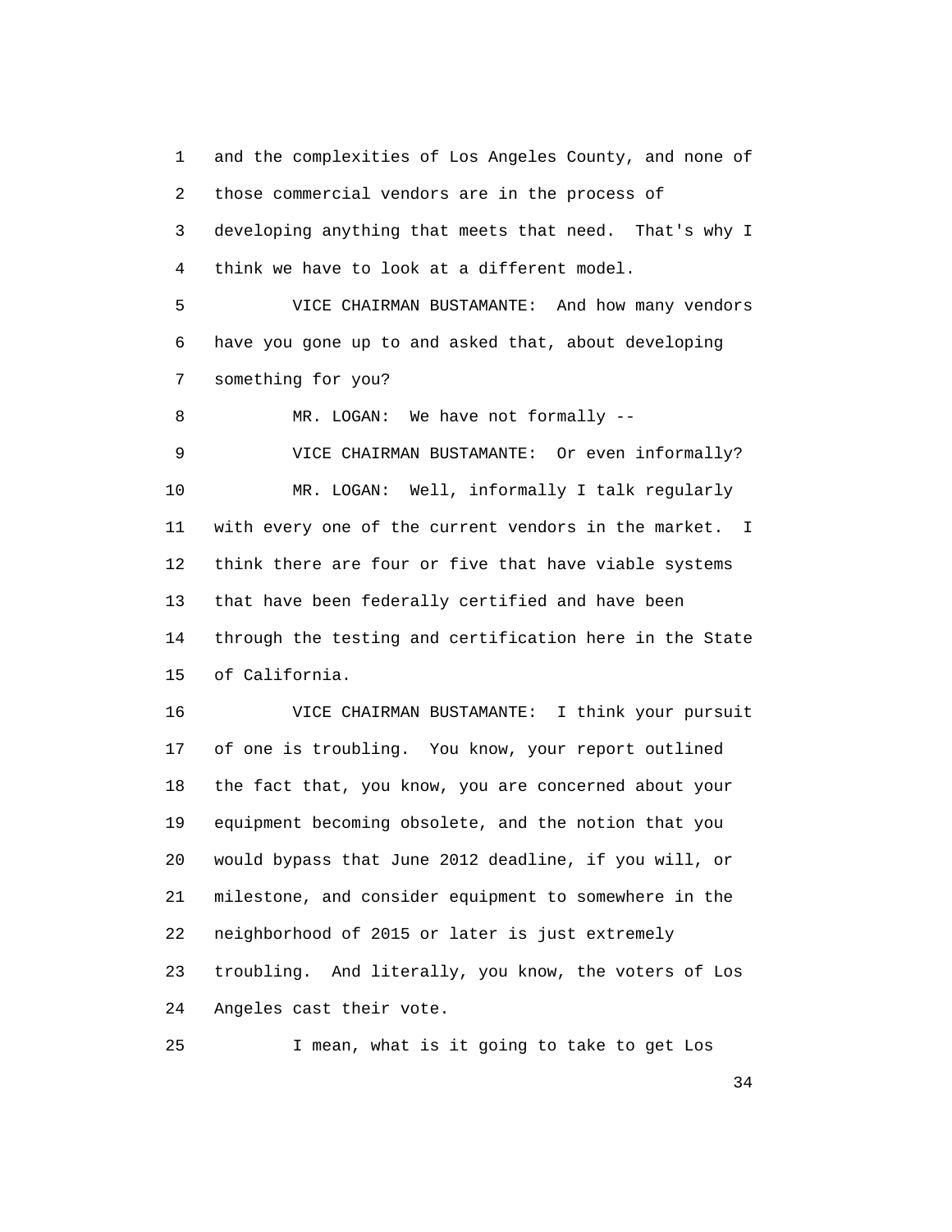and the complexities of Los Angeles County, and none of those commercial vendors are in the process of developing anything that meets that need. That's why I think we have to look at a different model.

VICE CHAIRMAN BUSTAMANTE: And how many vendors have you gone up to and asked that, about developing something for you?

MR. LOGAN: We have not formally --

VICE CHAIRMAN BUSTAMANTE: Or even informally?

MR. LOGAN: Well, informally I talk regularly with every one of the current vendors in the market. I think there are four or five that have viable systems that have been federally certified and have been through the testing and certification here in the State of California.

VICE CHAIRMAN BUSTAMANTE: I think your pursuit of one is troubling. You know, your report outlined the fact that, you know, you are concerned about your equipment becoming obsolete, and the notion that you would bypass that June 2012 deadline, if you will, or milestone, and consider equipment to somewhere in the neighborhood of 2015 or later is just extremely troubling. And literally, you know, the voters of Los Angeles cast their vote.

I mean, what is it going to take to get Los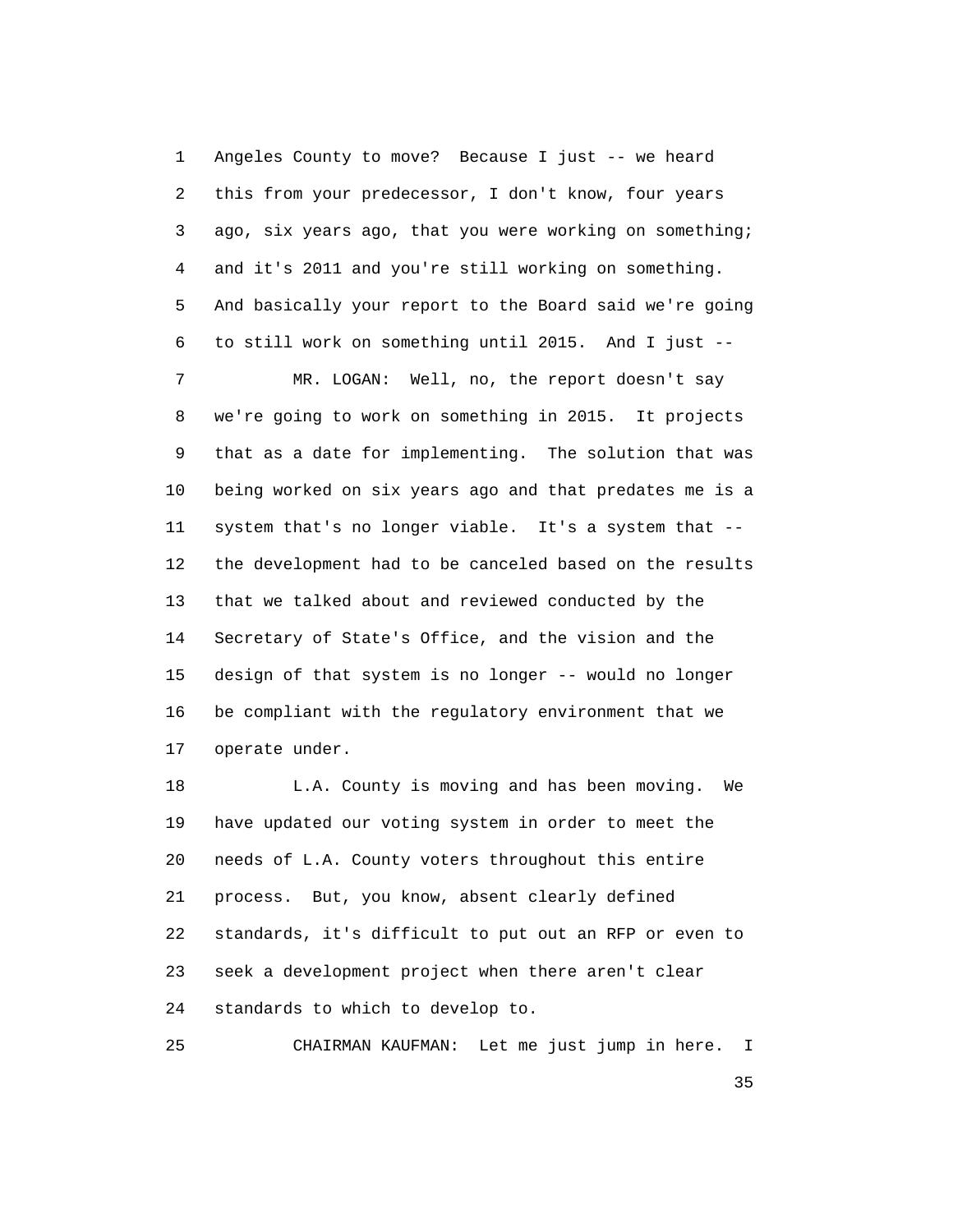Angeles County to move? Because I just -- we heard this from your predecessor, I don't know, four years ago, six years ago, that you were working on something; and it's 2011 and you're still working on something. And basically your report to the Board said we're going to still work on something until 2015. And I just --

MR. LOGAN: Well, no, the report doesn't say we're going to work on something in 2015. It projects that as a date for implementing. The solution that was being worked on six years ago and that predates me is a system that's no longer viable. It's a system that -- the development had to be canceled based on the results that we talked about and reviewed conducted by the Secretary of State's Office, and the vision and the design of that system is no longer -- would no longer be compliant with the regulatory environment that we operate under.

L.A. County is moving and has been moving. We have updated our voting system in order to meet the needs of L.A. County voters throughout this entire process. But, you know, absent clearly defined standards, it's difficult to put out an RFP or even to seek a development project when there aren't clear standards to which to develop to.

CHAIRMAN KAUFMAN: Let me just jump in here. I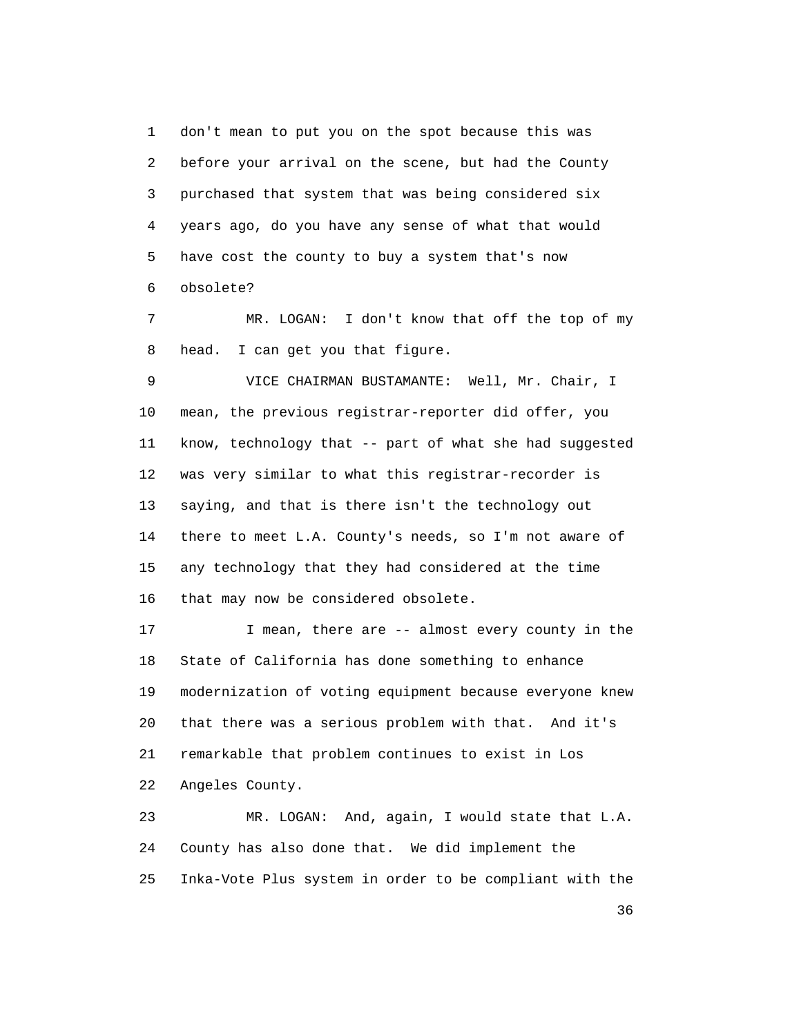don't mean to put you on the spot because this was before your arrival on the scene, but had the County purchased that system that was being considered six years ago, do you have any sense of what that would have cost the county to buy a system that's now obsolete?

MR. LOGAN: I don't know that off the top of my head. I can get you that figure.

VICE CHAIRMAN BUSTAMANTE: Well, Mr. Chair, I mean, the previous registrar-reporter did offer, you know, technology that -- part of what she had suggested was very similar to what this registrar-recorder is saying, and that is there isn't the technology out there to meet L.A. County's needs, so I'm not aware of any technology that they had considered at the time that may now be considered obsolete.

I mean, there are -- almost every county in the State of California has done something to enhance modernization of voting equipment because everyone knew that there was a serious problem with that. And it's remarkable that problem continues to exist in Los Angeles County.

MR. LOGAN: And, again, I would state that L.A. County has also done that. We did implement the Inka-Vote Plus system in order to be compliant with the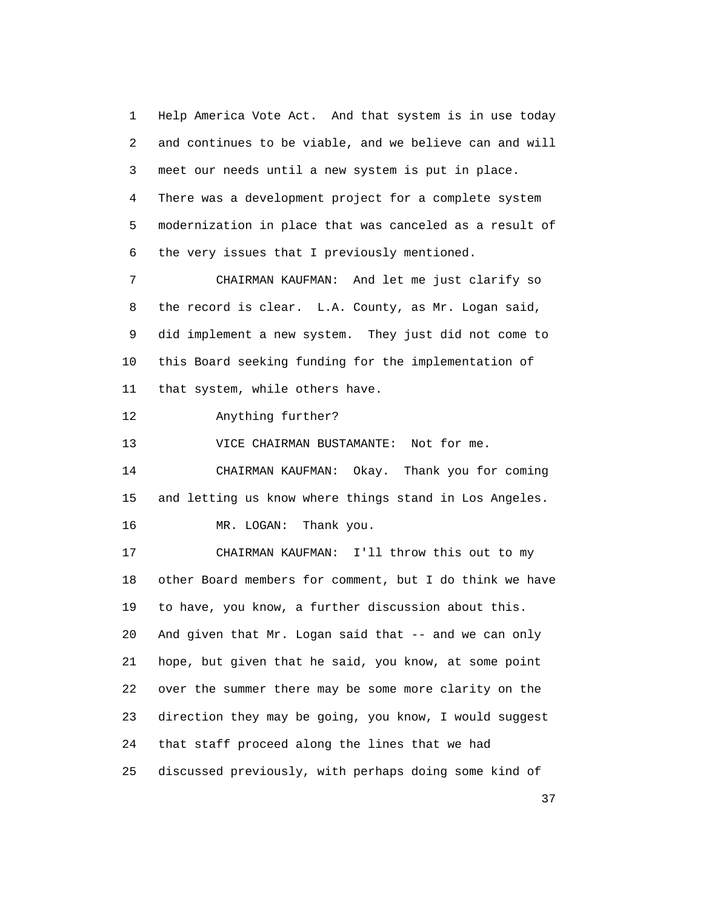Help America Vote Act. And that system is in use today and continues to be viable, and we believe can and will meet our needs until a new system is put in place. There was a development project for a complete system modernization in place that was canceled as a result of the very issues that I previously mentioned.

CHAIRMAN KAUFMAN: And let me just clarify so the record is clear. L.A. County, as Mr. Logan said, did implement a new system. They just did not come to this Board seeking funding for the implementation of that system, while others have.

Anything further?

VICE CHAIRMAN BUSTAMANTE: Not for me.

CHAIRMAN KAUFMAN: Okay. Thank you for coming and letting us know where things stand in Los Angeles.

MR. LOGAN: Thank you.

CHAIRMAN KAUFMAN: I'll throw this out to my other Board members for comment, but I do think we have to have, you know, a further discussion about this. And given that Mr. Logan said that -- and we can only hope, but given that he said, you know, at some point over the summer there may be some more clarity on the direction they may be going, you know, I would suggest that staff proceed along the lines that we had discussed previously, with perhaps doing some kind of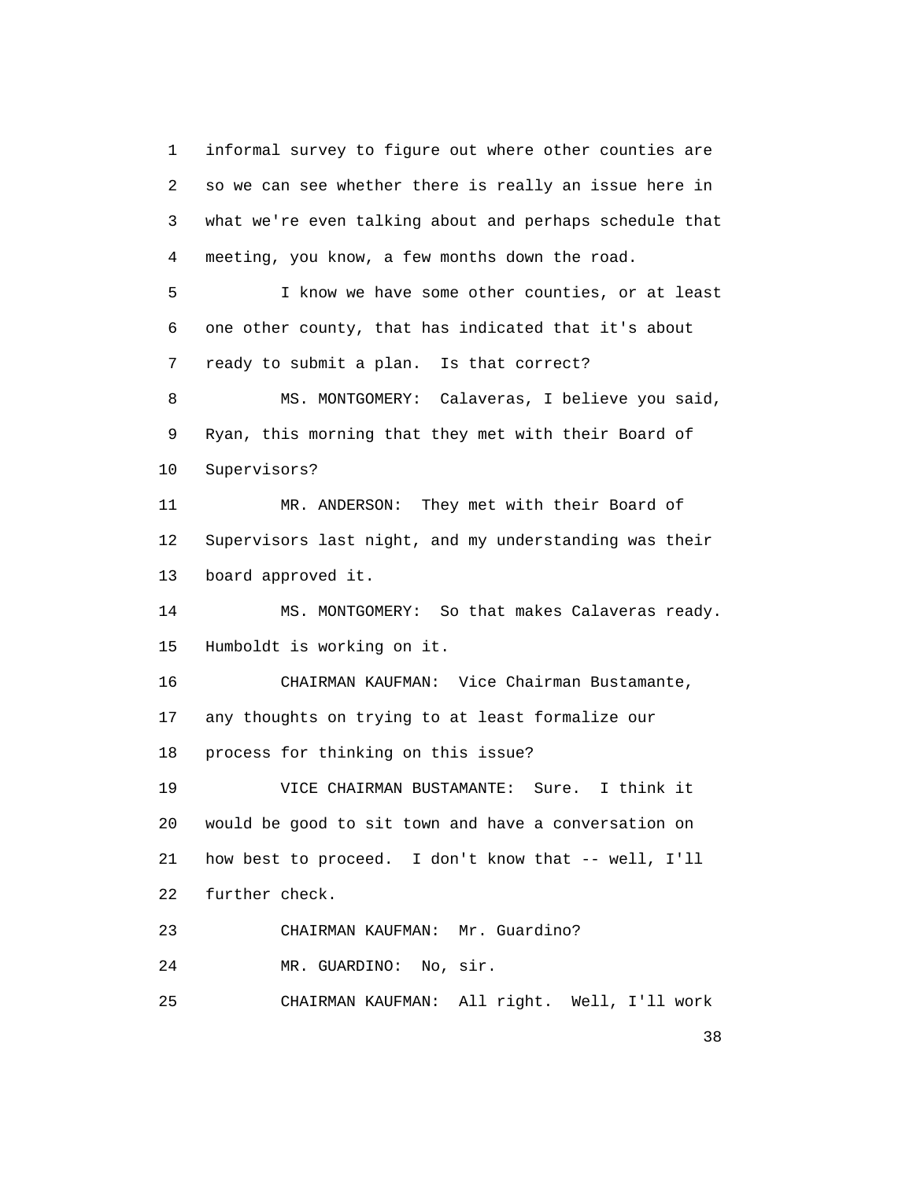1 informal survey to figure out where other counties are
2 so we can see whether there is really an issue here in
3 what we're even talking about and perhaps schedule that
4 meeting, you know, a few months down the road.

5 I know we have some other counties, or at least
6 one other county, that has indicated that it's about
7 ready to submit a plan. Is that correct?

8 MS. MONTGOMERY: Calaveras, I believe you said,
9 Ryan, this morning that they met with their Board of
10 Supervisors?

11 MR. ANDERSON: They met with their Board of
12 Supervisors last night, and my understanding was their
13 board approved it.

14 MS. MONTGOMERY: So that makes Calaveras ready.
15 Humboldt is working on it.

16 CHAIRMAN KAUFMAN: Vice Chairman Bustamante,
17 any thoughts on trying to at least formalize our
18 process for thinking on this issue?

19 VICE CHAIRMAN BUSTAMANTE: Sure. I think it
20 would be good to sit town and have a conversation on
21 how best to proceed. I don't know that -- well, I'll
22 further check.

23 CHAIRMAN KAUFMAN: Mr. Guardino?

24 MR. GUARDINO: No, sir.

25 CHAIRMAN KAUFMAN: All right. Well, I'll work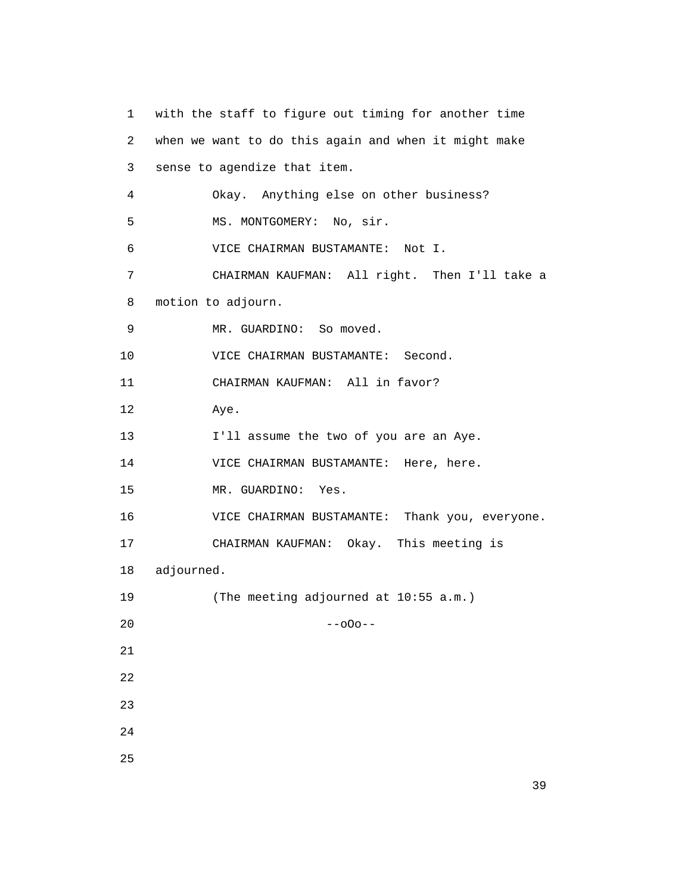with the staff to figure out timing for another time when we want to do this again and when it might make sense to agendize that item.

Okay. Anything else on other business?

MS. MONTGOMERY: No, sir.

VICE CHAIRMAN BUSTAMANTE: Not I.

CHAIRMAN KAUFMAN: All right. Then I'll take a motion to adjourn.

MR. GUARDINO: So moved.

VICE CHAIRMAN BUSTAMANTE: Second.

CHAIRMAN KAUFMAN: All in favor?

Aye.

I'll assume the two of you are an Aye.

VICE CHAIRMAN BUSTAMANTE: Here, here.

MR. GUARDINO: Yes.

VICE CHAIRMAN BUSTAMANTE: Thank you, everyone.

CHAIRMAN KAUFMAN: Okay. This meeting is adjourned.

(The meeting adjourned at 10:55 a.m.)

--oOo--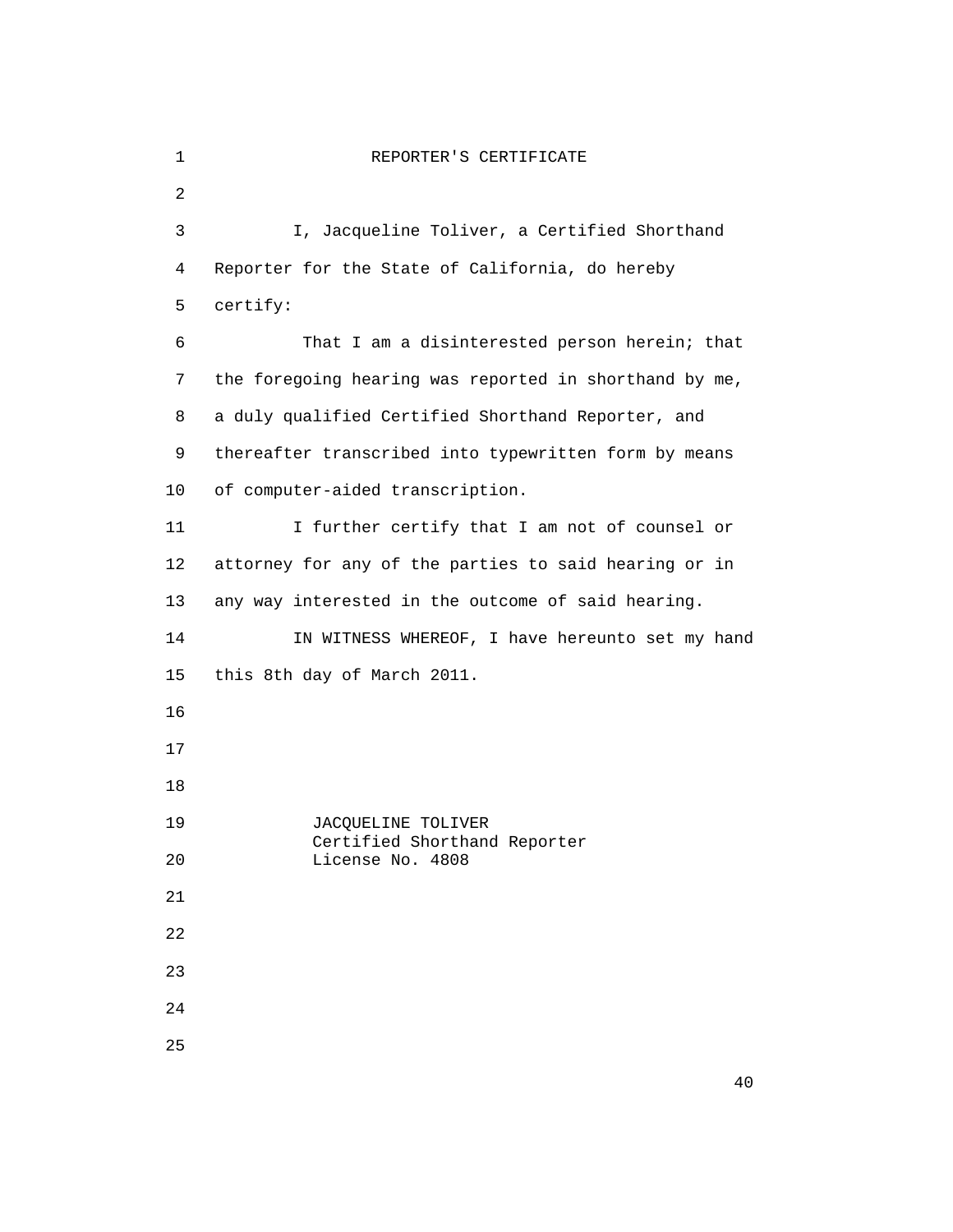# REPORTER'S CERTIFICATE

I, Jacqueline Toliver, a Certified Shorthand Reporter for the State of California, do hereby certify:

That I am a disinterested person herein; that the foregoing hearing was reported in shorthand by me, a duly qualified Certified Shorthand Reporter, and thereafter transcribed into typewritten form by means of computer-aided transcription.

I further certify that I am not of counsel or attorney for any of the parties to said hearing or in any way interested in the outcome of said hearing.

IN WITNESS WHEREOF, I have hereunto set my hand this 8th day of March 2011.

JACQUELINE TOLIVER
Certified Shorthand Reporter
License No. 4808